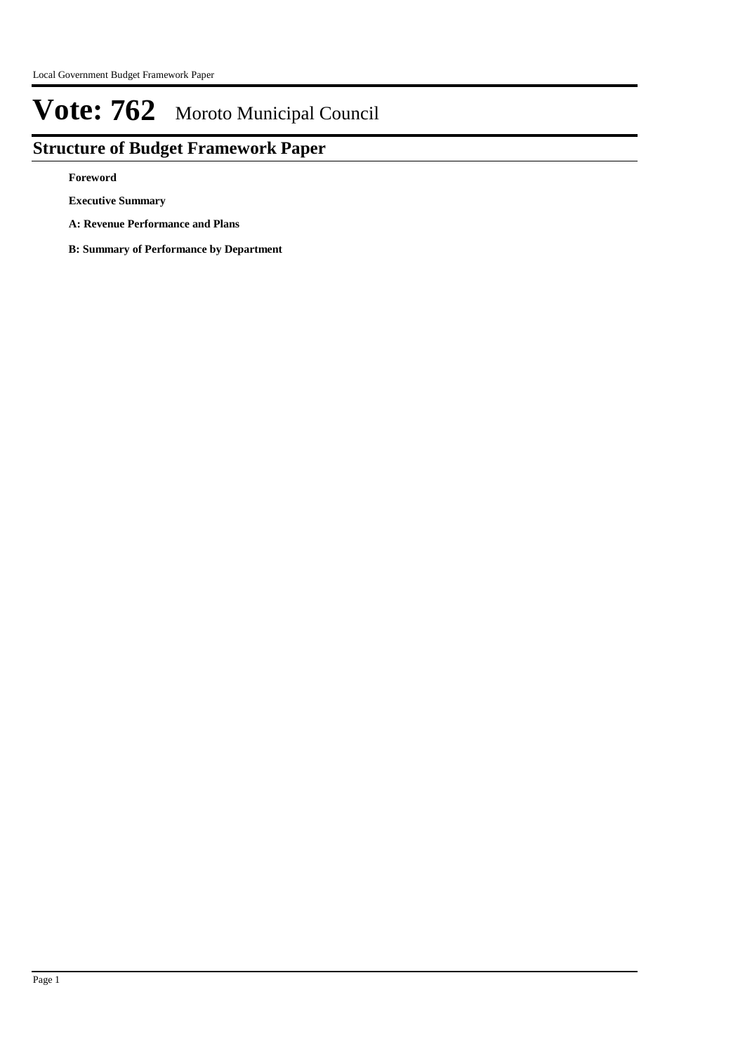# Vote: 762 Moroto Municipal Council

## Structure of Budget Framework Paper

**Foreword**

**Executive Summary**

**A: Revenue Performance and Plans**

**B: Summary of Performance by Department**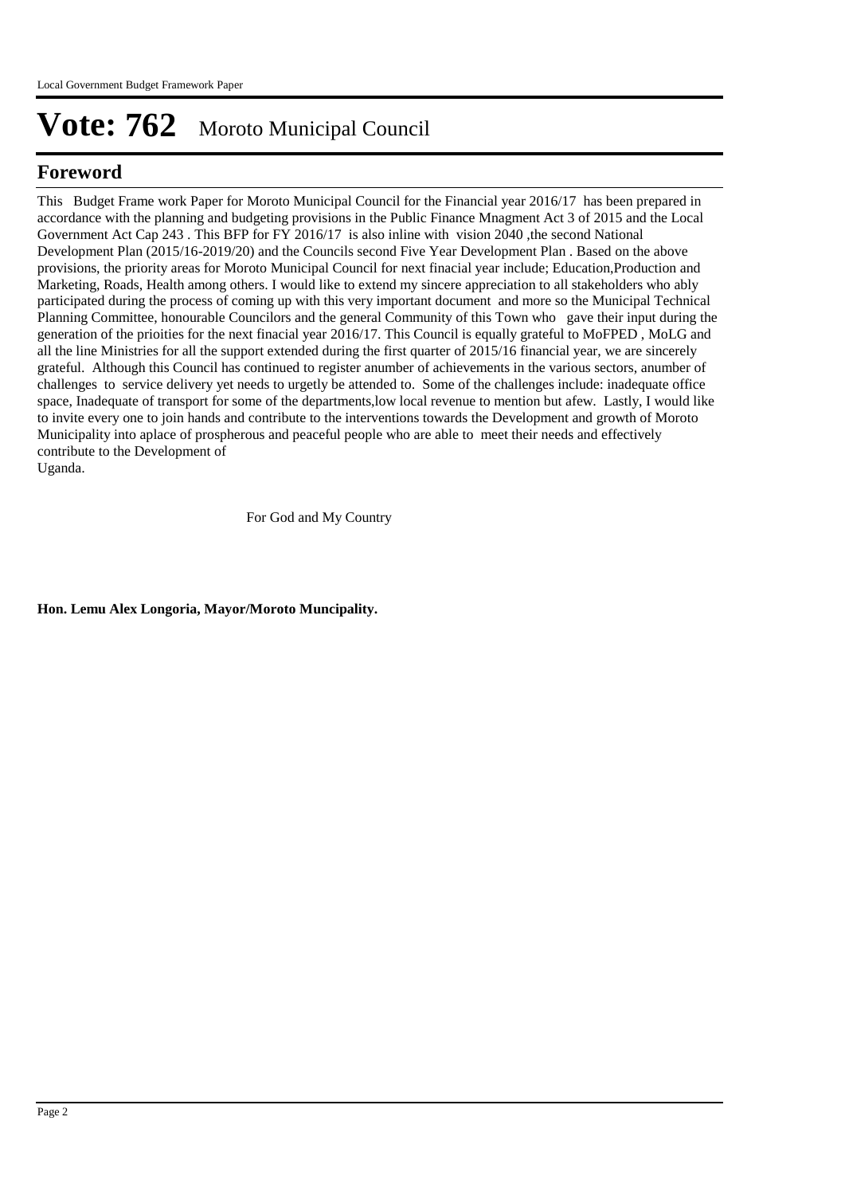# Vote: 762 Moroto Municipal Council

## Foreword

This Budget Frame work Paper for Moroto Municipal Council for the Financial year 2016/17 has been prepared in accordance with the planning and budgeting provisions in the Public Finance Mnagment Act 3 of 2015 and the Local Government Act Cap 243 . This BFP for FY 2016/17 is also inline with vision 2040 ,the second National Development Plan (2015/16-2019/20) and the Councils second Five Year Development Plan . Based on the above provisions, the priority areas for Moroto Municipal Council for next finacial year include; Education,Production and Marketing, Roads, Health among others. I would like to extend my sincere appreciation to all stakeholders who ably participated during the process of coming up with this very important document and more so the Municipal Technical Planning Committee, honourable Councilors and the general Community of this Town who gave their input during the generation of the prioities for the next finacial year 2016/17. This Council is equally grateful to MoFPED , MoLG and all the line Ministries for all the support extended during the first quarter of 2015/16 financial year, we are sincerely grateful. Although this Council has continued to register anumber of achievements in the various sectors, anumber of challenges to service delivery yet needs to urgetly be attended to. Some of the challenges include: inadequate office space, Inadequate of transport for some of the departments,low local revenue to mention but afew. Lastly, I would like to invite every one to join hands and contribute to the interventions towards the Development and growth of Moroto Municipality into aplace of prospherous and peaceful people who are able to meet their needs and effectively contribute to the Development of
Uganda.

For God and My Country

**Hon. Lemu Alex Longoria, Mayor/Moroto Muncipality.**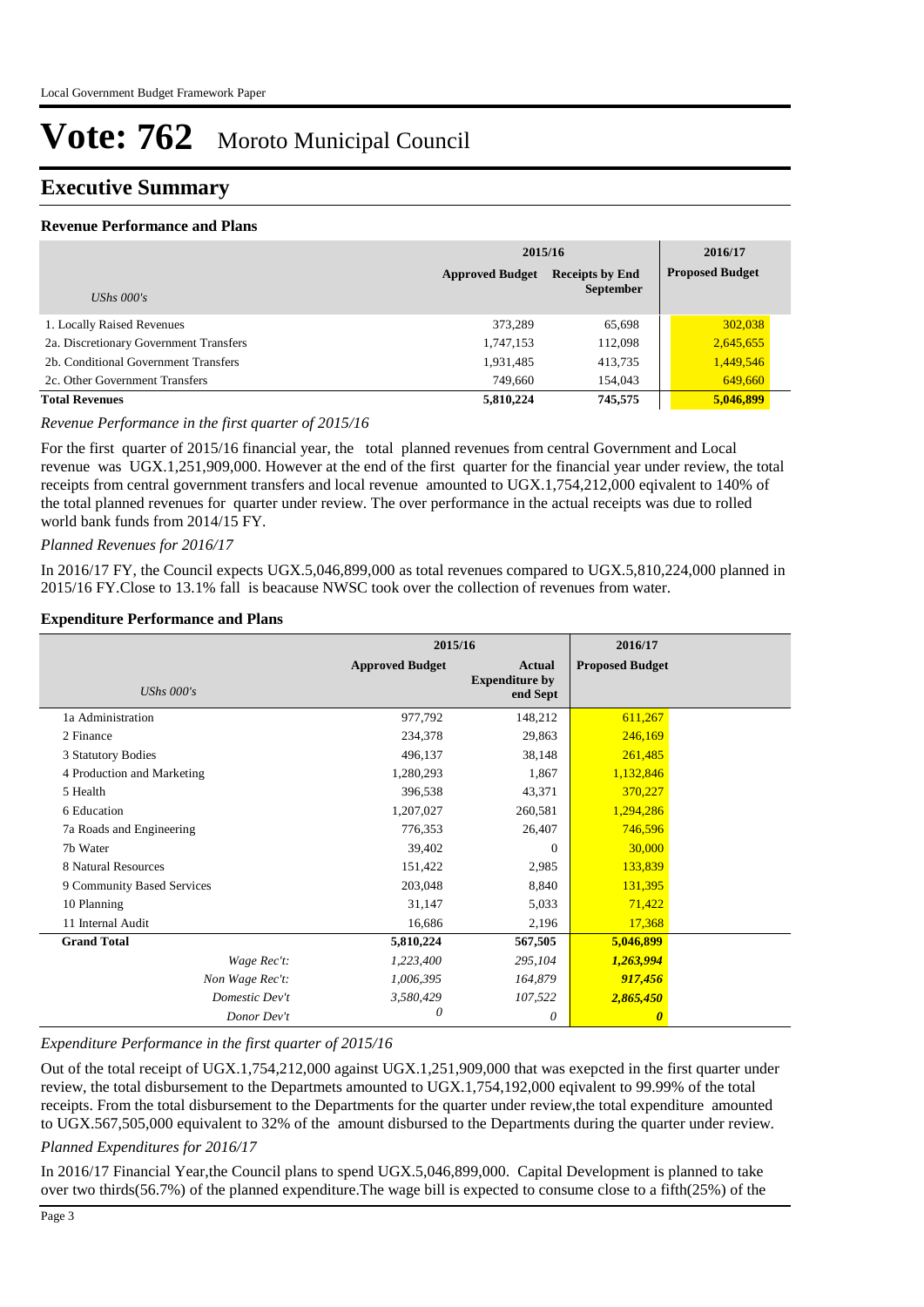# Vote: 762 Moroto Municipal Council

## Executive Summary

### Revenue Performance and Plans

| UShs 000's | 2015/16 Approved Budget | 2015/16 Receipts by End September | 2016/17 Proposed Budget |
|---|---|---|---|
| 1. Locally Raised Revenues | 373,289 | 65,698 | 302,038 |
| 2a. Discretionary Government Transfers | 1,747,153 | 112,098 | 2,645,655 |
| 2b. Conditional Government Transfers | 1,931,485 | 413,735 | 1,449,546 |
| 2c. Other Government Transfers | 749,660 | 154,043 | 649,660 |
| **Total Revenues** | **5,810,224** | **745,575** | **5,046,899** |

*Revenue Performance in the first quarter of 2015/16*

For the first quarter of 2015/16 financial year, the total planned revenues from central Government and Local revenue was UGX.1,251,909,000. However at the end of the first quarter for the financial year under review, the total receipts from central government transfers and local revenue amounted to UGX.1,754,212,000 eqivalent to 140% of the total planned revenues for quarter under review. The over performance in the actual receipts was due to rolled world bank funds from 2014/15 FY.

*Planned Revenues for 2016/17*

In 2016/17 FY, the Council expects UGX.5,046,899,000 as total revenues compared to UGX.5,810,224,000 planned in 2015/16 FY.Close to 13.1% fall is beacause NWSC took over the collection of revenues from water.

### Expenditure Performance and Plans

| UShs 000's | 2015/16 Approved Budget | 2015/16 Actual Expenditure by end Sept | 2016/17 Proposed Budget |
|---|---|---|---|
| 1a Administration | 977,792 | 148,212 | 611,267 |
| 2 Finance | 234,378 | 29,863 | 246,169 |
| 3 Statutory Bodies | 496,137 | 38,148 | 261,485 |
| 4 Production and Marketing | 1,280,293 | 1,867 | 1,132,846 |
| 5 Health | 396,538 | 43,371 | 370,227 |
| 6 Education | 1,207,027 | 260,581 | 1,294,286 |
| 7a Roads and Engineering | 776,353 | 26,407 | 746,596 |
| 7b Water | 39,402 | 0 | 30,000 |
| 8 Natural Resources | 151,422 | 2,985 | 133,839 |
| 9 Community Based Services | 203,048 | 8,840 | 131,395 |
| 10 Planning | 31,147 | 5,033 | 71,422 |
| 11 Internal Audit | 16,686 | 2,196 | 17,368 |
| **Grand Total** | **5,810,224** | **567,505** | **5,046,899** |
| *Wage Rec't:* | *1,223,400* | *295,104* | ***1,263,994*** |
| *Non Wage Rec't:* | *1,006,395* | *164,879* | ***917,456*** |
| *Domestic Dev't* | *3,580,429* | *107,522* | ***2,865,450*** |
| *Donor Dev't* | *0* | *0* | ***0*** |

*Expenditure Performance in the first quarter of 2015/16*

Out of the total receipt of UGX.1,754,212,000 against UGX.1,251,909,000 that was exepcted in the first quarter under review, the total disbursement to the Departmets amounted to UGX.1,754,192,000 eqivalent to 99.99% of the total receipts. From the total disbursement to the Departments for the quarter under review,the total expenditure amounted to UGX.567,505,000 equivalent to 32% of the amount disbursed to the Departments during the quarter under review.

*Planned Expenditures for 2016/17*

In 2016/17 Financial Year,the Council plans to spend UGX.5,046,899,000. Capital Development is planned to take over two thirds(56.7%) of the planned expenditure.The wage bill is expected to consume close to a fifth(25%) of the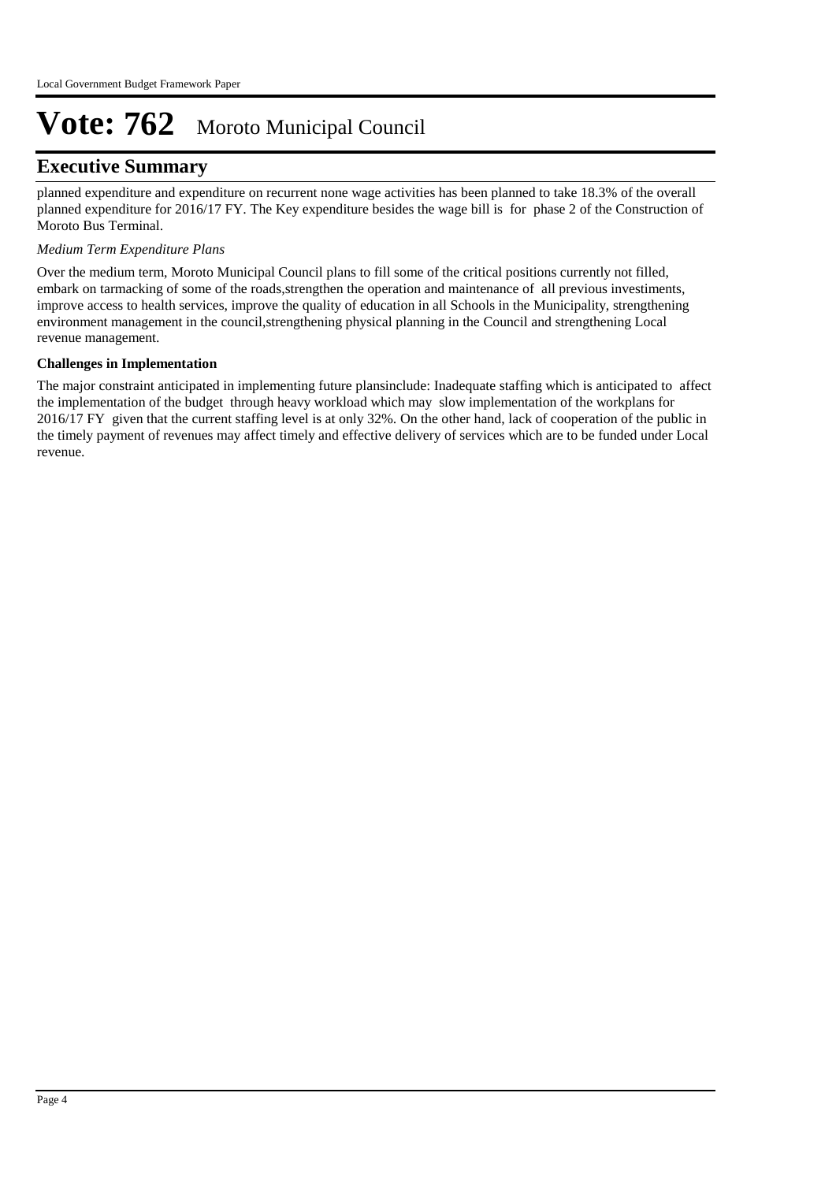# Vote: 762 Moroto Municipal Council

## Executive Summary

planned expenditure and expenditure on recurrent none wage activities has been planned to take 18.3% of the overall planned expenditure for 2016/17 FY. The Key expenditure besides the wage bill is for phase 2 of the Construction of Moroto Bus Terminal.

*Medium Term Expenditure Plans*

Over the medium term, Moroto Municipal Council plans to fill some of the critical positions currently not filled, embark on tarmacking of some of the roads,strengthen the operation and maintenance of all previous investiments, improve access to health services, improve the quality of education in all Schools in the Municipality, strengthening environment management in the council,strengthening physical planning in the Council and strengthening Local revenue management.

**Challenges in Implementation**

The major constraint anticipated in implementing future plansinclude: Inadequate staffing which is anticipated to affect the implementation of the budget through heavy workload which may slow implementation of the workplans for 2016/17 FY given that the current staffing level is at only 32%. On the other hand, lack of cooperation of the public in the timely payment of revenues may affect timely and effective delivery of services which are to be funded under Local revenue.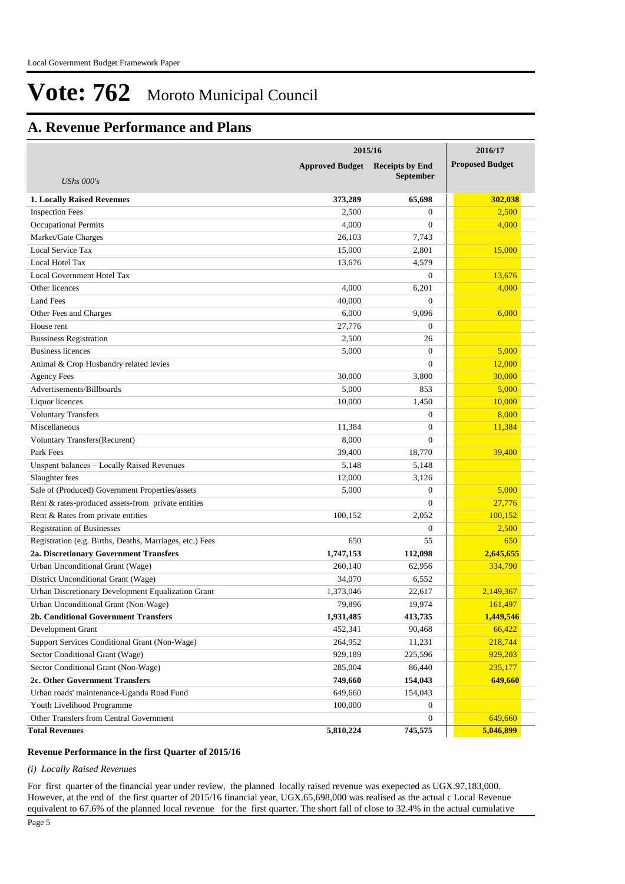# Vote: 762 Moroto Municipal Council

## A. Revenue Performance and Plans

| UShs 000's | 2015/16 Approved Budget | 2015/16 Receipts by End September | 2016/17 Proposed Budget |
|---|---|---|---|
| **1. Locally Raised Revenues** | **373,289** | **65,698** | **302,038** |
| Inspection Fees | 2,500 | 0 | 2,500 |
| Occupational Permits | 4,000 | 0 | 4,000 |
| Market/Gate Charges | 26,103 | 7,743 | |
| Local Service Tax | 15,000 | 2,801 | 15,000 |
| Local Hotel Tax | 13,676 | 4,579 | |
| Local Government Hotel Tax | | 0 | 13,676 |
| Other licences | 4,000 | 6,201 | 4,000 |
| Land Fees | 40,000 | 0 | |
| Other Fees and Charges | 6,000 | 9,096 | 6,000 |
| House rent | 27,776 | 0 | |
| Bussiness Registration | 2,500 | 26 | |
| Business licences | 5,000 | 0 | 5,000 |
| Animal & Crop Husbandry related levies | | 0 | 12,000 |
| Agency Fees | 30,000 | 3,800 | 30,000 |
| Advertisements/Billboards | 5,000 | 853 | 5,000 |
| Liquor licences | 10,000 | 1,450 | 10,000 |
| Voluntary Transfers | | 0 | 8,000 |
| Miscellaneous | 11,384 | 0 | 11,384 |
| Voluntary Transfers(Recurent) | 8,000 | 0 | |
| Park Fees | 39,400 | 18,770 | 39,400 |
| Unspent balances – Locally Raised Revenues | 5,148 | 5,148 | |
| Slaughter fees | 12,000 | 3,126 | |
| Sale of (Produced) Government Properties/assets | 5,000 | 0 | 5,000 |
| Rent & rates-produced assets-from private entities | | 0 | 27,776 |
| Rent & Rates from private entities | 100,152 | 2,052 | 100,152 |
| Registration of Businesses | | 0 | 2,500 |
| Registration (e.g. Births, Deaths, Marriages, etc.) Fees | 650 | 55 | 650 |
| **2a. Discretionary Government Transfers** | **1,747,153** | **112,098** | **2,645,655** |
| Urban Unconditional Grant (Wage) | 260,140 | 62,956 | 334,790 |
| District Unconditional Grant (Wage) | 34,070 | 6,552 | |
| Urban Discretionary Development Equalization Grant | 1,373,046 | 22,617 | 2,149,367 |
| Urban Unconditional Grant (Non-Wage) | 79,896 | 19,974 | 161,497 |
| **2b. Conditional Government Transfers** | **1,931,485** | **413,735** | **1,449,546** |
| Development Grant | 452,341 | 90,468 | 66,422 |
| Support Services Conditional Grant (Non-Wage) | 264,952 | 11,231 | 218,744 |
| Sector Conditional Grant (Wage) | 929,189 | 225,596 | 929,203 |
| Sector Conditional Grant (Non-Wage) | 285,004 | 86,440 | 235,177 |
| **2c. Other Government Transfers** | **749,660** | **154,043** | **649,660** |
| Urban roads' maintenance-Uganda Road Fund | 649,660 | 154,043 | |
| Youth Livelihood Programme | 100,000 | 0 | |
| Other Transfers from Central Government | | 0 | 649,660 |
| **Total Revenues** | **5,810,224** | **745,575** | **5,046,899** |

**Revenue Performance in the first Quarter of 2015/16**

*(i) Locally Raised Revenues*

For first quarter of the financial year under review, the planned locally raised revenue was exepected as UGX.97,183,000. However, at the end of the first quarter of 2015/16 financial year, UGX.65,698,000 was realised as the actual c Local Revenue equivalent to 67.6% of the planned local revenue for the first quarter. The short fall of close to 32.4% in the actual cumulative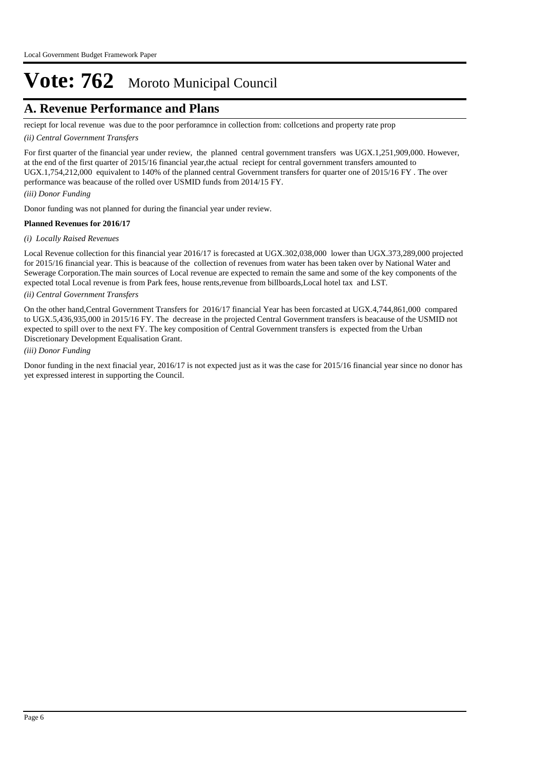# Vote: 762 Moroto Municipal Council

## A. Revenue Performance and Plans

reciept for local revenue was due to the poor perforamnce in collection from: collcetions and property rate prop

*(ii) Central Government Transfers*

For first quarter of the financial year under review, the planned central government transfers was UGX.1,251,909,000. However, at the end of the first quarter of 2015/16 financial year,the actual reciept for central government transfers amounted to UGX.1,754,212,000 equivalent to 140% of the planned central Government transfers for quarter one of 2015/16 FY . The over performance was beacause of the rolled over USMID funds from 2014/15 FY.

*(iii) Donor Funding*

Donor funding was not planned for during the financial year under review.

**Planned Revenues for 2016/17**

*(i) Locally Raised Revenues*

Local Revenue collection for this financial year 2016/17 is forecasted at UGX.302,038,000 lower than UGX.373,289,000 projected for 2015/16 financial year. This is beacause of the collection of revenues from water has been taken over by National Water and Sewerage Corporation.The main sources of Local revenue are expected to remain the same and some of the key components of the expected total Local revenue is from Park fees, house rents,revenue from billboards,Local hotel tax and LST.

*(ii) Central Government Transfers*

On the other hand,Central Government Transfers for 2016/17 financial Year has been forcasted at UGX.4,744,861,000 compared to UGX.5,436,935,000 in 2015/16 FY. The decrease in the projected Central Government transfers is beacause of the USMID not expected to spill over to the next FY. The key composition of Central Government transfers is expected from the Urban Discretionary Development Equalisation Grant.

*(iii) Donor Funding*

Donor funding in the next finacial year, 2016/17 is not expected just as it was the case for 2015/16 financial year since no donor has yet expressed interest in supporting the Council.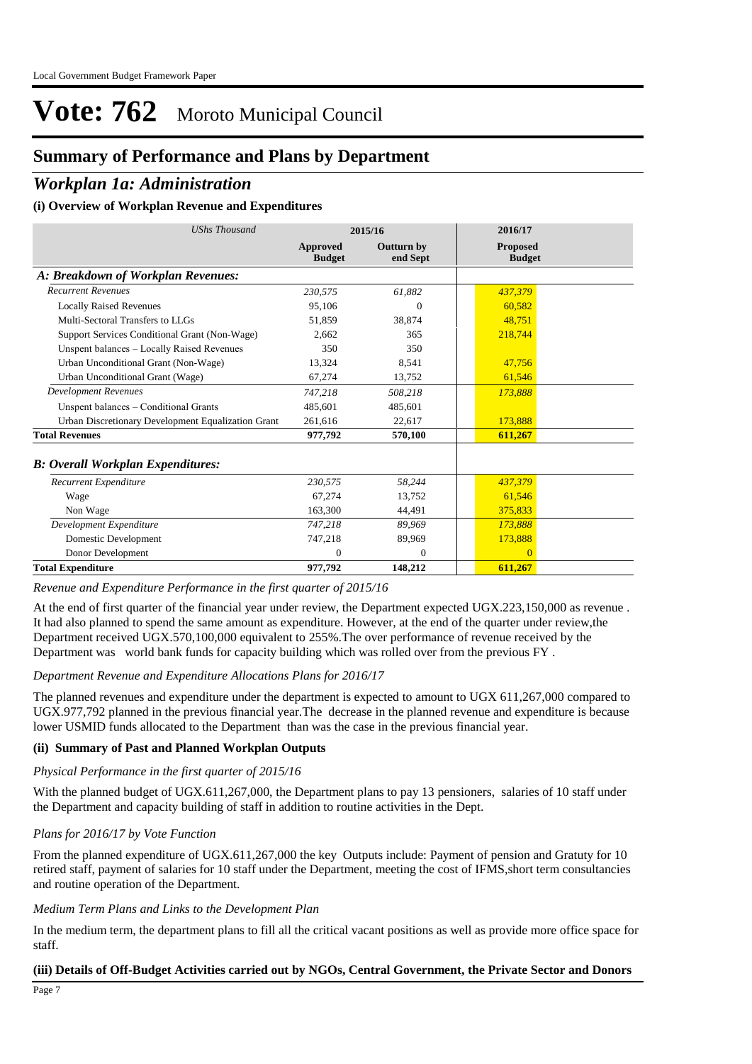# Vote: 762 Moroto Municipal Council

## Summary of Performance and Plans by Department

## *Workplan 1a: Administration*

### (i) Overview of Workplan Revenue and Expenditures

| *UShs Thousand* | 2015/16 | | 2016/17 |
|---|---|---|---|
| | **Approved Budget** | **Outturn by end Sept** | **Proposed Budget** |
| ***A: Breakdown of Workplan Revenues:*** | | | |
| *Recurrent Revenues* | *230,575* | *61,882* | *437,379* |
| Locally Raised Revenues | 95,106 | 0 | 60,582 |
| Multi-Sectoral Transfers to LLGs | 51,859 | 38,874 | 48,751 |
| Support Services Conditional Grant (Non-Wage) | 2,662 | 365 | 218,744 |
| Unspent balances – Locally Raised Revenues | 350 | 350 | |
| Urban Unconditional Grant (Non-Wage) | 13,324 | 8,541 | 47,756 |
| Urban Unconditional Grant (Wage) | 67,274 | 13,752 | 61,546 |
| *Development Revenues* | *747,218* | *508,218* | *173,888* |
| Unspent balances – Conditional Grants | 485,601 | 485,601 | |
| Urban Discretionary Development Equalization Grant | 261,616 | 22,617 | 173,888 |
| **Total Revenues** | **977,792** | **570,100** | **611,267** |
| ***B: Overall Workplan Expenditures:*** | | | |
| *Recurrent Expenditure* | *230,575* | *58,244* | *437,379* |
| Wage | 67,274 | 13,752 | 61,546 |
| Non Wage | 163,300 | 44,491 | 375,833 |
| *Development Expenditure* | *747,218* | *89,969* | *173,888* |
| Domestic Development | 747,218 | 89,969 | 173,888 |
| Donor Development | 0 | 0 | 0 |
| **Total Expenditure** | **977,792** | **148,212** | **611,267** |

*Revenue and Expenditure Performance in the first quarter of 2015/16*

At the end of first quarter of the financial year under review, the Department expected UGX.223,150,000 as revenue . It had also planned to spend the same amount as expenditure. However, at the end of the quarter under review,the Department received UGX.570,100,000 equivalent to 255%.The over performance of revenue received by the Department was world bank funds for capacity building which was rolled over from the previous FY .

*Department Revenue and Expenditure Allocations Plans for 2016/17*

The planned revenues and expenditure under the department is expected to amount to UGX 611,267,000 compared to UGX.977,792 planned in the previous financial year.The decrease in the planned revenue and expenditure is because lower USMID funds allocated to the Department than was the case in the previous financial year.

### (ii) Summary of Past and Planned Workplan Outputs

*Physical Performance in the first quarter of 2015/16*

With the planned budget of UGX.611,267,000, the Department plans to pay 13 pensioners, salaries of 10 staff under the Department and capacity building of staff in addition to routine activities in the Dept.

*Plans for 2016/17 by Vote Function*

From the planned expenditure of UGX.611,267,000 the key Outputs include: Payment of pension and Gratuty for 10 retired staff, payment of salaries for 10 staff under the Department, meeting the cost of IFMS,short term consultancies and routine operation of the Department.

*Medium Term Plans and Links to the Development Plan*

In the medium term, the department plans to fill all the critical vacant positions as well as provide more office space for staff.

### (iii) Details of Off-Budget Activities carried out by NGOs, Central Government, the Private Sector and Donors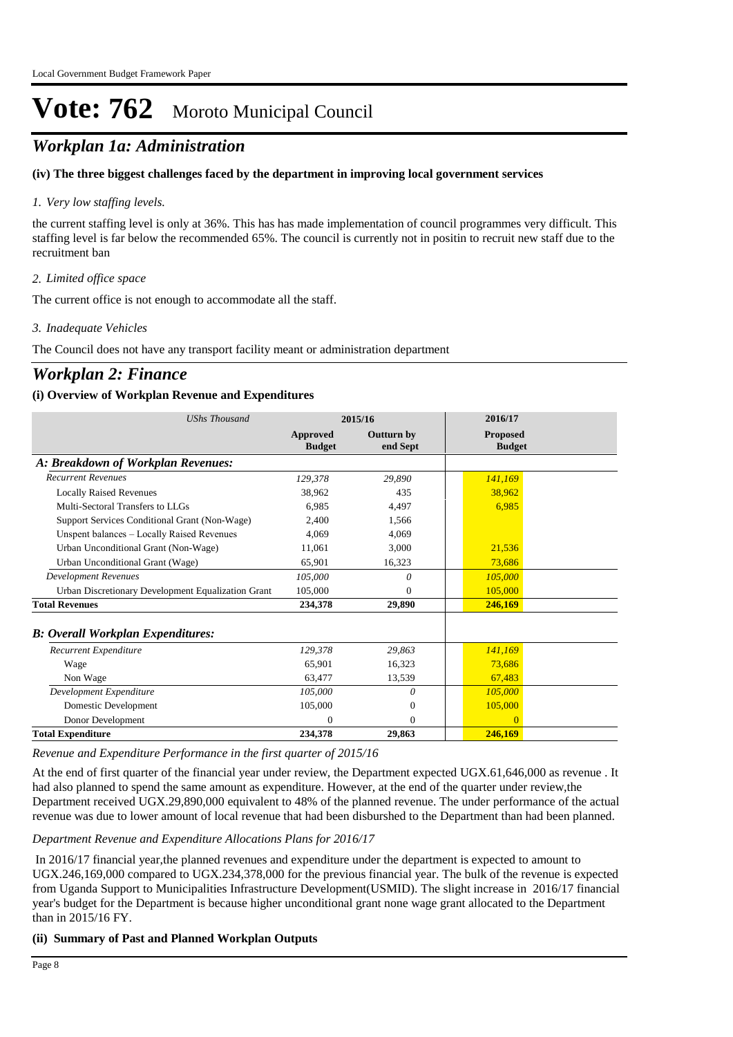# Vote: 762 Moroto Municipal Council

## *Workplan 1a: Administration*

**(iv) The three biggest challenges faced by the department in improving local government services**

*1. Very low staffing levels.*

the current staffing level is only at 36%. This has has made implementation of council programmes very difficult. This staffing level is far below the recommended 65%. The council is currently not in positin to recruit new staff due to the recruitment ban

*2. Limited office space*

The current office is not enough to accommodate all the staff.

*3. Inadequate Vehicles*

The Council does not have any transport facility meant or administration department

## *Workplan 2: Finance*

**(i) Overview of Workplan Revenue and Expenditures**

| *UShs Thousand* | 2015/16 | | 2016/17 |
|---|---|---|---|
| | **Approved Budget** | **Outturn by end Sept** | **Proposed Budget** |
| ***A: Breakdown of Workplan Revenues:*** | | | |
| *Recurrent Revenues* | *129,378* | *29,890* | *141,169* |
| Locally Raised Revenues | 38,962 | 435 | 38,962 |
| Multi-Sectoral Transfers to LLGs | 6,985 | 4,497 | 6,985 |
| Support Services Conditional Grant (Non-Wage) | 2,400 | 1,566 | |
| Unspent balances – Locally Raised Revenues | 4,069 | 4,069 | |
| Urban Unconditional Grant (Non-Wage) | 11,061 | 3,000 | 21,536 |
| Urban Unconditional Grant (Wage) | 65,901 | 16,323 | 73,686 |
| *Development Revenues* | *105,000* | *0* | *105,000* |
| Urban Discretionary Development Equalization Grant | 105,000 | 0 | 105,000 |
| **Total Revenues** | **234,378** | **29,890** | **246,169** |
| ***B: Overall Workplan Expenditures:*** | | | |
| *Recurrent Expenditure* | *129,378* | *29,863* | *141,169* |
| Wage | 65,901 | 16,323 | 73,686 |
| Non Wage | 63,477 | 13,539 | 67,483 |
| *Development Expenditure* | *105,000* | *0* | *105,000* |
| Domestic Development | 105,000 | 0 | 105,000 |
| Donor Development | 0 | 0 | 0 |
| **Total Expenditure** | **234,378** | **29,863** | **246,169** |

*Revenue and Expenditure Performance in the first quarter of 2015/16*

At the end of first quarter of the financial year under review, the Department expected UGX.61,646,000 as revenue . It had also planned to spend the same amount as expenditure. However, at the end of the quarter under review,the Department received UGX.29,890,000 equivalent to 48% of the planned revenue. The under performance of the actual revenue was due to lower amount of local revenue that had been disburshed to the Department than had been planned.

*Department Revenue and Expenditure Allocations Plans for 2016/17*

In 2016/17 financial year,the planned revenues and expenditure under the department is expected to amount to UGX.246,169,000 compared to UGX.234,378,000 for the previous financial year. The bulk of the revenue is expected from Uganda Support to Municipalities Infrastructure Development(USMID). The slight increase in 2016/17 financial year's budget for the Department is because higher unconditional grant none wage grant allocated to the Department than in 2015/16 FY.

**(ii) Summary of Past and Planned Workplan Outputs**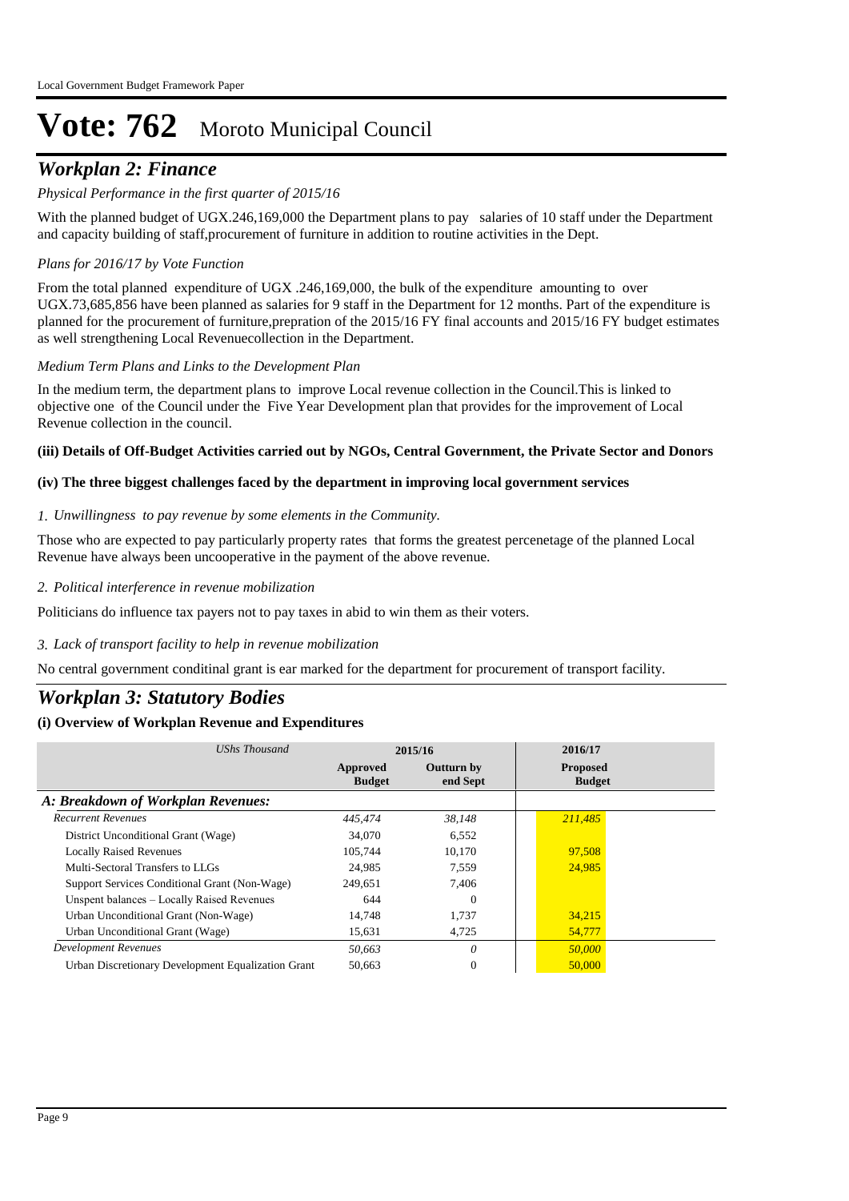Local Government Budget Framework Paper

# Vote: 762 Moroto Municipal Council

## *Workplan 2: Finance*

*Physical Performance in the first quarter of 2015/16*

With the planned budget of UGX.246,169,000 the Department plans to pay salaries of 10 staff under the Department and capacity building of staff,procurement of furniture in addition to routine activities in the Dept.

*Plans for 2016/17 by Vote Function*

From the total planned expenditure of UGX .246,169,000, the bulk of the expenditure amounting to over UGX.73,685,856 have been planned as salaries for 9 staff in the Department for 12 months. Part of the expenditure is planned for the procurement of furniture,prepration of the 2015/16 FY final accounts and 2015/16 FY budget estimates as well strengthening Local Revenuecollection in the Department.

*Medium Term Plans and Links to the Development Plan*

In the medium term, the department plans to improve Local revenue collection in the Council.This is linked to objective one of the Council under the Five Year Development plan that provides for the improvement of Local Revenue collection in the council.

**(iii) Details of Off-Budget Activities carried out by NGOs, Central Government, the Private Sector and Donors**

**(iv) The three biggest challenges faced by the department in improving local government services**

*1. Unwillingness to pay revenue by some elements in the Community.*

Those who are expected to pay particularly property rates that forms the greatest percenetage of the planned Local Revenue have always been uncooperative in the payment of the above revenue.

*2. Political interference in revenue mobilization*

Politicians do influence tax payers not to pay taxes in abid to win them as their voters.

*3. Lack of transport facility to help in revenue mobilization*

No central government conditinal grant is ear marked for the department for procurement of transport facility.

## *Workplan 3: Statutory Bodies*

**(i) Overview of Workplan Revenue and Expenditures**

| *UShs Thousand* | 2015/16 | | 2016/17 |
|---|---|---|---|
| | **Approved Budget** | **Outturn by end Sept** | **Proposed Budget** |
| ***A: Breakdown of Workplan Revenues:*** | | | |
| *Recurrent Revenues* | *445,474* | *38,148* | *211,485* |
| District Unconditional Grant (Wage) | 34,070 | 6,552 | |
| Locally Raised Revenues | 105,744 | 10,170 | 97,508 |
| Multi-Sectoral Transfers to LLGs | 24,985 | 7,559 | 24,985 |
| Support Services Conditional Grant (Non-Wage) | 249,651 | 7,406 | |
| Unspent balances – Locally Raised Revenues | 644 | 0 | |
| Urban Unconditional Grant (Non-Wage) | 14,748 | 1,737 | 34,215 |
| Urban Unconditional Grant (Wage) | 15,631 | 4,725 | 54,777 |
| *Development Revenues* | *50,663* | *0* | *50,000* |
| Urban Discretionary Development Equalization Grant | 50,663 | 0 | 50,000 |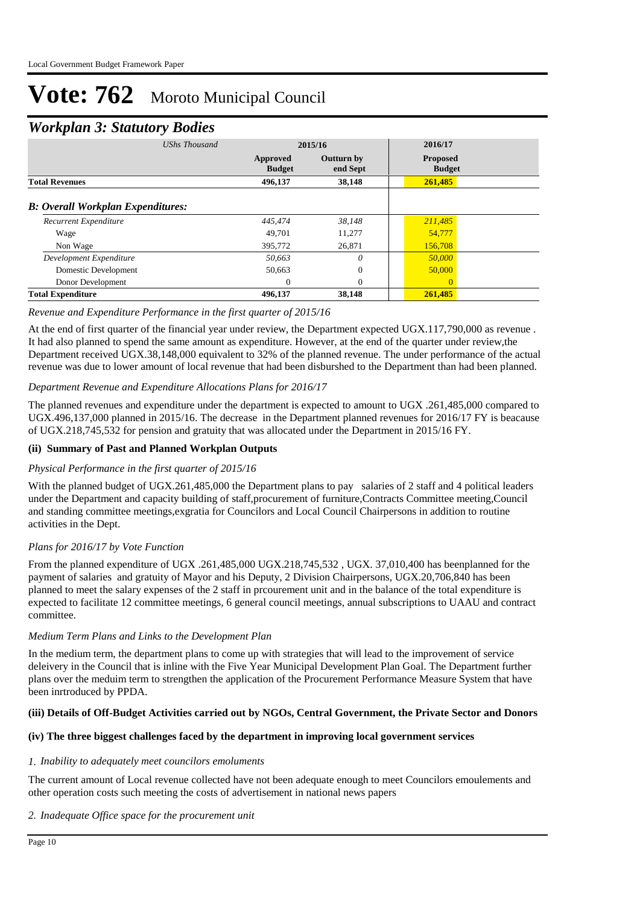# Vote: 762 Moroto Municipal Council

## *Workplan 3: Statutory Bodies*

| *UShs Thousand* | 2015/16 | | 2016/17 |
|---|---|---|---|
| | **Approved Budget** | **Outturn by end Sept** | **Proposed Budget** |
| **Total Revenues** | **496,137** | **38,148** | **261,485** |
| ***B: Overall Workplan Expenditures:*** | | | |
| *Recurrent Expenditure* | *445,474* | *38,148* | *211,485* |
| Wage | 49,701 | 11,277 | 54,777 |
| Non Wage | 395,772 | 26,871 | 156,708 |
| *Development Expenditure* | *50,663* | *0* | *50,000* |
| Domestic Development | 50,663 | 0 | 50,000 |
| Donor Development | 0 | 0 | 0 |
| **Total Expenditure** | **496,137** | **38,148** | **261,485** |

*Revenue and Expenditure Performance in the first quarter of 2015/16*

At the end of first quarter of the financial year under review, the Department expected UGX.117,790,000 as revenue . It had also planned to spend the same amount as expenditure. However, at the end of the quarter under review,the Department received UGX.38,148,000 equivalent to 32% of the planned revenue. The under performance of the actual revenue was due to lower amount of local revenue that had been disburshed to the Department than had been planned.

*Department Revenue and Expenditure Allocations Plans for 2016/17*

The planned revenues and expenditure under the department is expected to amount to UGX .261,485,000 compared to UGX.496,137,000 planned in 2015/16. The decrease in the Department planned revenues for 2016/17 FY is beacause of UGX.218,745,532 for pension and gratuity that was allocated under the Department in 2015/16 FY.

**(ii) Summary of Past and Planned Workplan Outputs**

*Physical Performance in the first quarter of 2015/16*

With the planned budget of UGX.261,485,000 the Department plans to pay salaries of 2 staff and 4 political leaders under the Department and capacity building of staff,procurement of furniture,Contracts Committee meeting,Council and standing committee meetings,exgratia for Councilors and Local Council Chairpersons in addition to routine activities in the Dept.

*Plans for 2016/17 by Vote Function*

From the planned expenditure of UGX .261,485,000 UGX.218,745,532 , UGX. 37,010,400 has beenplanned for the payment of salaries and gratuity of Mayor and his Deputy, 2 Division Chairpersons, UGX.20,706,840 has been planned to meet the salary expenses of the 2 staff in prcourement unit and in the balance of the total expenditure is expected to facilitate 12 committee meetings, 6 general council meetings, annual subscriptions to UAAU and contract committee.

*Medium Term Plans and Links to the Development Plan*

In the medium term, the department plans to come up with strategies that will lead to the improvement of service deleivery in the Council that is inline with the Five Year Municipal Development Plan Goal. The Department further plans over the meduim term to strengthen the application of the Procurement Performance Measure System that have been inrtroduced by PPDA.

**(iii) Details of Off-Budget Activities carried out by NGOs, Central Government, the Private Sector and Donors**

**(iv) The three biggest challenges faced by the department in improving local government services**

*1. Inability to adequately meet councilors emoluments*

The current amount of Local revenue collected have not been adequate enough to meet Councilors emoulements and other operation costs such meeting the costs of advertisement in national news papers

*2. Inadequate Office space for the procurement unit*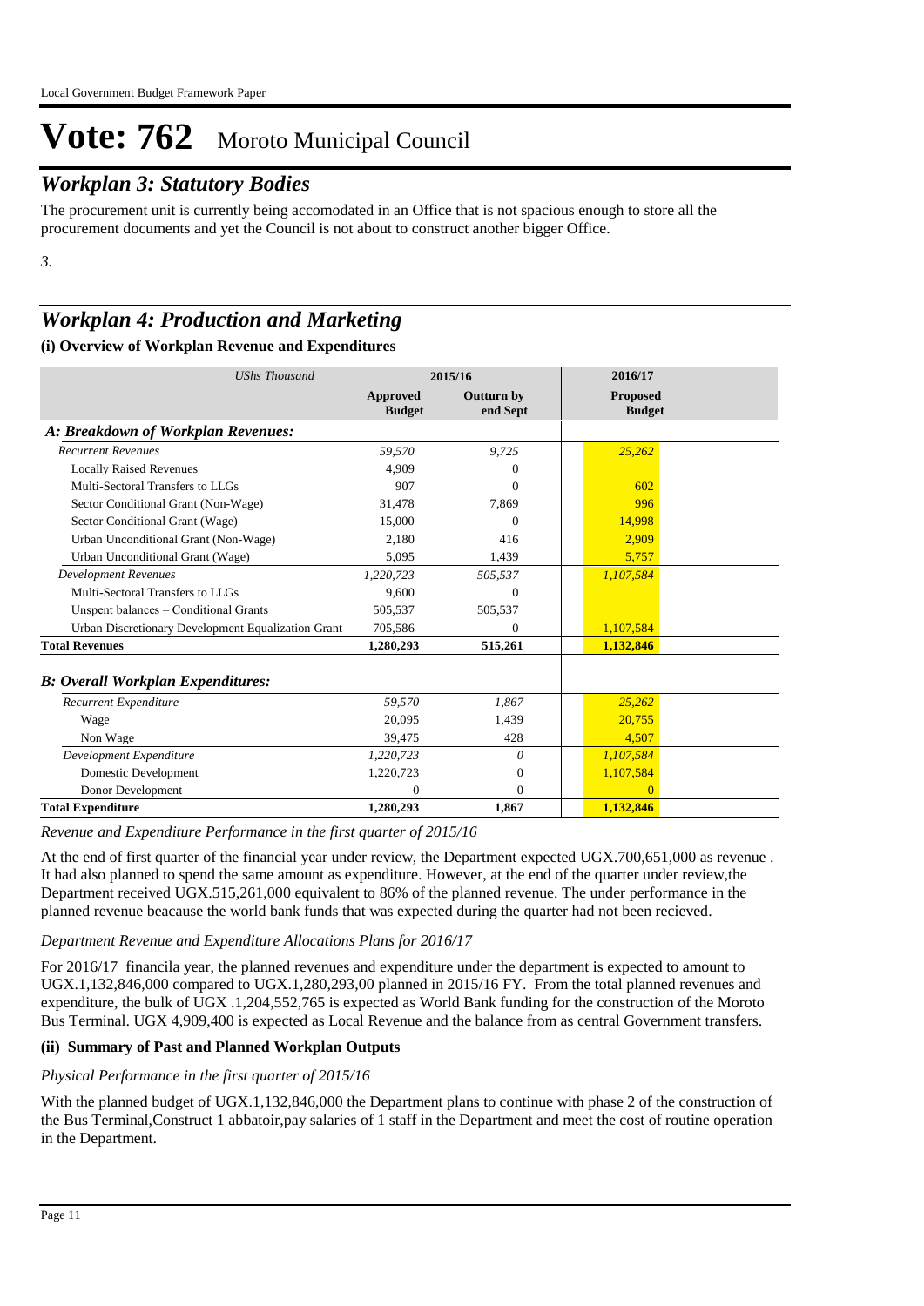# Vote: 762 Moroto Municipal Council

## *Workplan 3: Statutory Bodies*

The procurement unit is currently being accomodated in an Office that is not spacious enough to store all the procurement documents and yet the Council is not about to construct another bigger Office.

*3.*

## *Workplan 4: Production and Marketing*

### (i) Overview of Workplan Revenue and Expenditures

| *UShs Thousand* | 2015/16 | | 2016/17 |
|---|---|---|---|
| | **Approved Budget** | **Outturn by end Sept** | **Proposed Budget** |
| ***A: Breakdown of Workplan Revenues:*** | | | |
| *Recurrent Revenues* | *59,570* | *9,725* | *25,262* |
| Locally Raised Revenues | 4,909 | 0 | |
| Multi-Sectoral Transfers to LLGs | 907 | 0 | 602 |
| Sector Conditional Grant (Non-Wage) | 31,478 | 7,869 | 996 |
| Sector Conditional Grant (Wage) | 15,000 | 0 | 14,998 |
| Urban Unconditional Grant (Non-Wage) | 2,180 | 416 | 2,909 |
| Urban Unconditional Grant (Wage) | 5,095 | 1,439 | 5,757 |
| *Development Revenues* | *1,220,723* | *505,537* | *1,107,584* |
| Multi-Sectoral Transfers to LLGs | 9,600 | 0 | |
| Unspent balances – Conditional Grants | 505,537 | 505,537 | |
| Urban Discretionary Development Equalization Grant | 705,586 | 0 | 1,107,584 |
| **Total Revenues** | **1,280,293** | **515,261** | **1,132,846** |
| ***B: Overall Workplan Expenditures:*** | | | |
| *Recurrent Expenditure* | *59,570* | *1,867* | *25,262* |
| Wage | 20,095 | 1,439 | 20,755 |
| Non Wage | 39,475 | 428 | 4,507 |
| *Development Expenditure* | *1,220,723* | *0* | *1,107,584* |
| Domestic Development | 1,220,723 | 0 | 1,107,584 |
| Donor Development | 0 | 0 | 0 |
| **Total Expenditure** | **1,280,293** | **1,867** | **1,132,846** |

*Revenue and Expenditure Performance in the first quarter of 2015/16*

At the end of first quarter of the financial year under review, the Department expected UGX.700,651,000 as revenue . It had also planned to spend the same amount as expenditure. However, at the end of the quarter under review,the Department received UGX.515,261,000 equivalent to 86% of the planned revenue. The under performance in the planned revenue beacause the world bank funds that was expected during the quarter had not been recieved.

*Department Revenue and Expenditure Allocations Plans for 2016/17*

For 2016/17 financila year, the planned revenues and expenditure under the department is expected to amount to UGX.1,132,846,000 compared to UGX.1,280,293,00 planned in 2015/16 FY. From the total planned revenues and expenditure, the bulk of UGX .1,204,552,765 is expected as World Bank funding for the construction of the Moroto Bus Terminal. UGX 4,909,400 is expected as Local Revenue and the balance from as central Government transfers.

### (ii) Summary of Past and Planned Workplan Outputs

*Physical Performance in the first quarter of 2015/16*

With the planned budget of UGX.1,132,846,000 the Department plans to continue with phase 2 of the construction of the Bus Terminal,Construct 1 abbatoir,pay salaries of 1 staff in the Department and meet the cost of routine operation in the Department.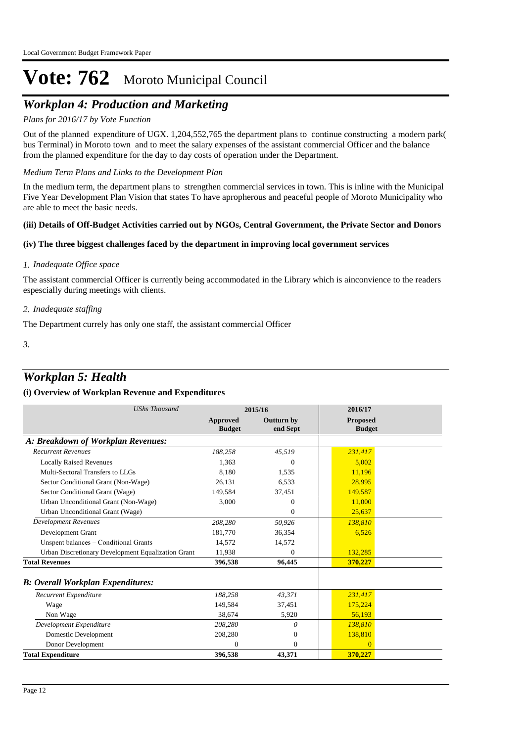# Vote: 762 Moroto Municipal Council

## *Workplan 4: Production and Marketing*

*Plans for 2016/17 by Vote Function*

Out of the planned expenditure of UGX. 1,204,552,765 the department plans to continue constructing a modern park( bus Terminal) in Moroto town and to meet the salary expenses of the assistant commercial Officer and the balance from the planned expenditure for the day to day costs of operation under the Department.

*Medium Term Plans and Links to the Development Plan*

In the medium term, the department plans to strengthen commercial services in town. This is inline with the Municipal Five Year Development Plan Vision that states To have apropherous and peaceful people of Moroto Municipality who are able to meet the basic needs.

**(iii) Details of Off-Budget Activities carried out by NGOs, Central Government, the Private Sector and Donors**

**(iv) The three biggest challenges faced by the department in improving local government services**

*1. Inadequate Office space*

The assistant commercial Officer is currently being accommodated in the Library which is ainconvience to the readers espescially during meetings with clients.

*2. Inadequate staffing*

The Department currely has only one staff, the assistant commercial Officer

*3.*

## *Workplan 5: Health*

**(i) Overview of Workplan Revenue and Expenditures**

| *UShs Thousand* | 2015/16 | | 2016/17 |
|---|---|---|---|
| | **Approved Budget** | **Outturn by end Sept** | **Proposed Budget** |
| ***A: Breakdown of Workplan Revenues:*** | | | |
| *Recurrent Revenues* | *188,258* | *45,519* | *231,417* |
| Locally Raised Revenues | 1,363 | 0 | 5,002 |
| Multi-Sectoral Transfers to LLGs | 8,180 | 1,535 | 11,196 |
| Sector Conditional Grant (Non-Wage) | 26,131 | 6,533 | 28,995 |
| Sector Conditional Grant (Wage) | 149,584 | 37,451 | 149,587 |
| Urban Unconditional Grant (Non-Wage) | 3,000 | 0 | 11,000 |
| Urban Unconditional Grant (Wage) | | 0 | 25,637 |
| *Development Revenues* | *208,280* | *50,926* | *138,810* |
| Development Grant | 181,770 | 36,354 | 6,526 |
| Unspent balances – Conditional Grants | 14,572 | 14,572 | |
| Urban Discretionary Development Equalization Grant | 11,938 | 0 | 132,285 |
| **Total Revenues** | **396,538** | **96,445** | **370,227** |
| ***B: Overall Workplan Expenditures:*** | | | |
| *Recurrent Expenditure* | *188,258* | *43,371* | *231,417* |
| Wage | 149,584 | 37,451 | 175,224 |
| Non Wage | 38,674 | 5,920 | 56,193 |
| *Development Expenditure* | *208,280* | *0* | *138,810* |
| Domestic Development | 208,280 | 0 | 138,810 |
| Donor Development | 0 | 0 | 0 |
| **Total Expenditure** | **396,538** | **43,371** | **370,227** |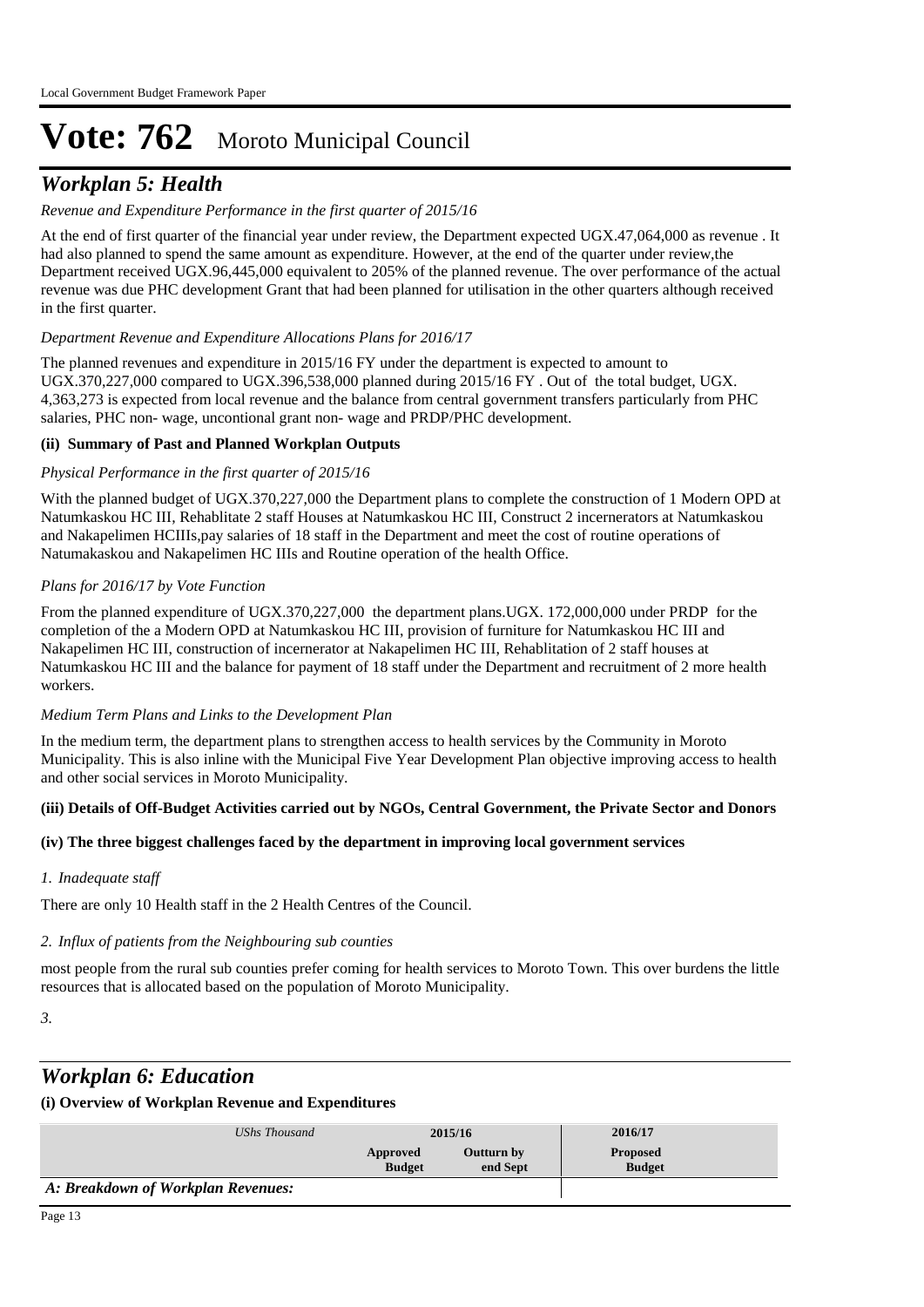# Vote: 762 Moroto Municipal Council

## *Workplan 5: Health*

*Revenue and Expenditure Performance in the first quarter of 2015/16*

At the end of first quarter of the financial year under review, the Department expected UGX.47,064,000 as revenue . It had also planned to spend the same amount as expenditure. However, at the end of the quarter under review,the Department received UGX.96,445,000 equivalent to 205% of the planned revenue. The over performance of the actual revenue was due PHC development Grant that had been planned for utilisation in the other quarters although received in the first quarter.

*Department Revenue and Expenditure Allocations Plans for 2016/17*

The planned revenues and expenditure in 2015/16 FY under the department is expected to amount to UGX.370,227,000 compared to UGX.396,538,000 planned during 2015/16 FY . Out of the total budget, UGX. 4,363,273 is expected from local revenue and the balance from central government transfers particularly from PHC salaries, PHC non- wage, uncontional grant non- wage and PRDP/PHC development.

**(ii) Summary of Past and Planned Workplan Outputs**

*Physical Performance in the first quarter of 2015/16*

With the planned budget of UGX.370,227,000 the Department plans to complete the construction of 1 Modern OPD at Natumkaskou HC III, Rehablitate 2 staff Houses at Natumkaskou HC III, Construct 2 incernerators at Natumkaskou and Nakapelimen HCIIIs,pay salaries of 18 staff in the Department and meet the cost of routine operations of Natumakaskou and Nakapelimen HC IIIs and Routine operation of the health Office.

*Plans for 2016/17 by Vote Function*

From the planned expenditure of UGX.370,227,000 the department plans.UGX. 172,000,000 under PRDP for the completion of the a Modern OPD at Natumkaskou HC III, provision of furniture for Natumkaskou HC III and Nakapelimen HC III, construction of incernerator at Nakapelimen HC III, Rehablitation of 2 staff houses at Natumkaskou HC III and the balance for payment of 18 staff under the Department and recruitment of 2 more health workers.

*Medium Term Plans and Links to the Development Plan*

In the medium term, the department plans to strengthen access to health services by the Community in Moroto Municipality. This is also inline with the Municipal Five Year Development Plan objective improving access to health and other social services in Moroto Municipality.

**(iii) Details of Off-Budget Activities carried out by NGOs, Central Government, the Private Sector and Donors**

**(iv) The three biggest challenges faced by the department in improving local government services**

*1. Inadequate staff*

There are only 10 Health staff in the 2 Health Centres of the Council.

*2. Influx of patients from the Neighbouring sub counties*

most people from the rural sub counties prefer coming for health services to Moroto Town. This over burdens the little resources that is allocated based on the population of Moroto Municipality.

*3.*

## *Workplan 6: Education*

**(i) Overview of Workplan Revenue and Expenditures**

| *UShs Thousand* | 2015/16 | | 2016/17 |
|---|---|---|---|
| | **Approved Budget** | **Outturn by end Sept** | **Proposed Budget** |
| ***A: Breakdown of Workplan Revenues:*** | | | |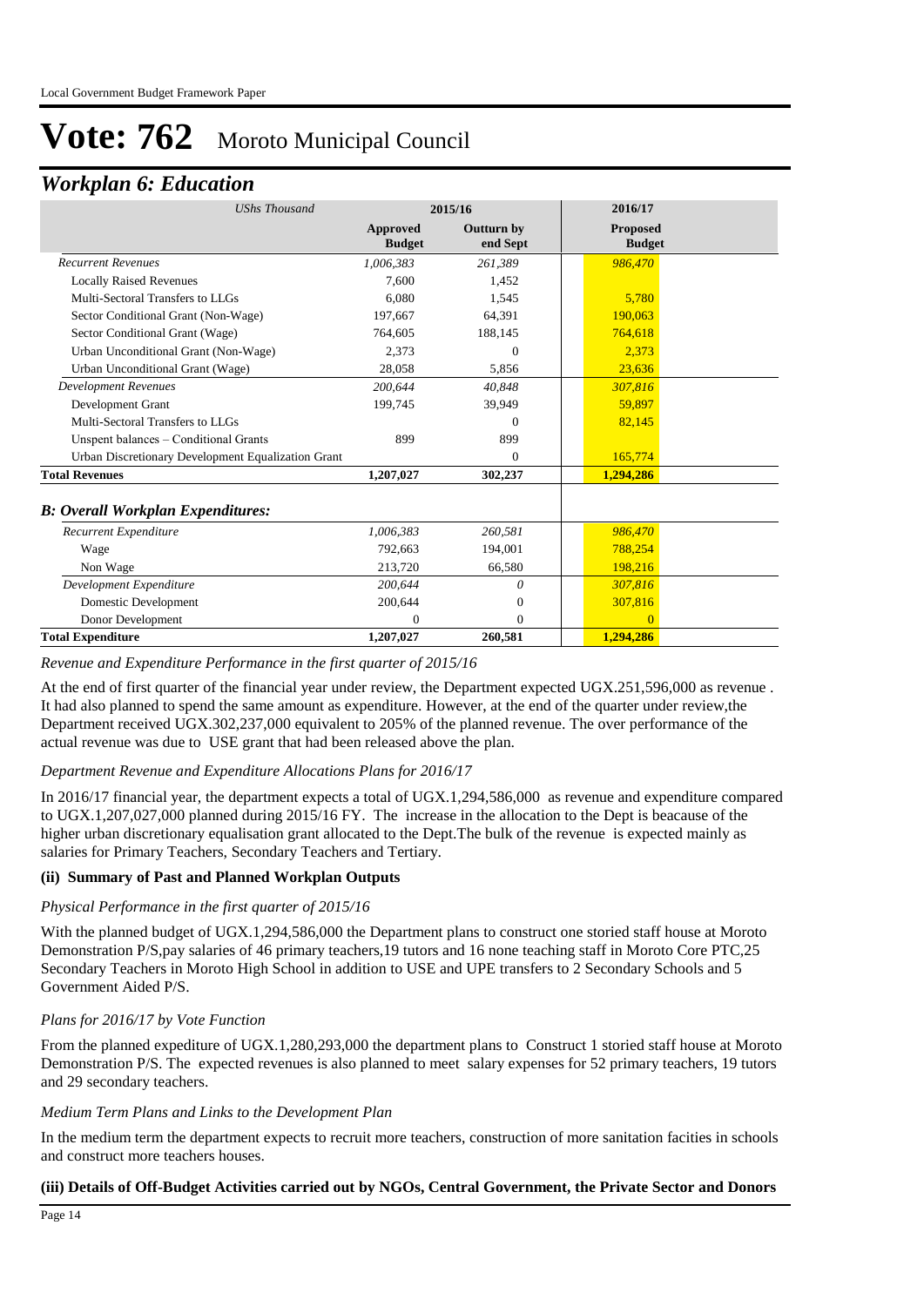# Vote: 762 Moroto Municipal Council

## *Workplan 6: Education*

| *UShs Thousand* | 2015/16 | | 2016/17 |
|---|---|---|---|
| | **Approved Budget** | **Outturn by end Sept** | **Proposed Budget** |
| *Recurrent Revenues* | *1,006,383* | *261,389* | *986,470* |
| Locally Raised Revenues | 7,600 | 1,452 | |
| Multi-Sectoral Transfers to LLGs | 6,080 | 1,545 | 5,780 |
| Sector Conditional Grant (Non-Wage) | 197,667 | 64,391 | 190,063 |
| Sector Conditional Grant (Wage) | 764,605 | 188,145 | 764,618 |
| Urban Unconditional Grant (Non-Wage) | 2,373 | 0 | 2,373 |
| Urban Unconditional Grant (Wage) | 28,058 | 5,856 | 23,636 |
| *Development Revenues* | *200,644* | *40,848* | *307,816* |
| Development Grant | 199,745 | 39,949 | 59,897 |
| Multi-Sectoral Transfers to LLGs | | 0 | 82,145 |
| Unspent balances – Conditional Grants | 899 | 899 | |
| Urban Discretionary Development Equalization Grant | | 0 | 165,774 |
| **Total Revenues** | **1,207,027** | **302,237** | **1,294,286** |
| ***B: Overall Workplan Expenditures:*** | | | |
| *Recurrent Expenditure* | *1,006,383* | *260,581* | *986,470* |
| Wage | 792,663 | 194,001 | 788,254 |
| Non Wage | 213,720 | 66,580 | 198,216 |
| *Development Expenditure* | *200,644* | *0* | *307,816* |
| Domestic Development | 200,644 | 0 | 307,816 |
| Donor Development | 0 | 0 | 0 |
| **Total Expenditure** | **1,207,027** | **260,581** | **1,294,286** |

*Revenue and Expenditure Performance in the first quarter of 2015/16*

At the end of first quarter of the financial year under review, the Department expected UGX.251,596,000 as revenue . It had also planned to spend the same amount as expenditure. However, at the end of the quarter under review,the Department received UGX.302,237,000 equivalent to 205% of the planned revenue. The over performance of the actual revenue was due to USE grant that had been released above the plan.

*Department Revenue and Expenditure Allocations Plans for 2016/17*

In 2016/17 financial year, the department expects a total of UGX.1,294,586,000 as revenue and expenditure compared to UGX.1,207,027,000 planned during 2015/16 FY. The increase in the allocation to the Dept is beacause of the higher urban discretionary equalisation grant allocated to the Dept.The bulk of the revenue is expected mainly as salaries for Primary Teachers, Secondary Teachers and Tertiary.

**(ii) Summary of Past and Planned Workplan Outputs**

*Physical Performance in the first quarter of 2015/16*

With the planned budget of UGX.1,294,586,000 the Department plans to construct one storied staff house at Moroto Demonstration P/S,pay salaries of 46 primary teachers,19 tutors and 16 none teaching staff in Moroto Core PTC,25 Secondary Teachers in Moroto High School in addition to USE and UPE transfers to 2 Secondary Schools and 5 Government Aided P/S.

*Plans for 2016/17 by Vote Function*

From the planned expediture of UGX.1,280,293,000 the department plans to Construct 1 storied staff house at Moroto Demonstration P/S. The expected revenues is also planned to meet salary expenses for 52 primary teachers, 19 tutors and 29 secondary teachers.

*Medium Term Plans and Links to the Development Plan*

In the medium term the department expects to recruit more teachers, construction of more sanitation facities in schools and construct more teachers houses.

**(iii) Details of Off-Budget Activities carried out by NGOs, Central Government, the Private Sector and Donors**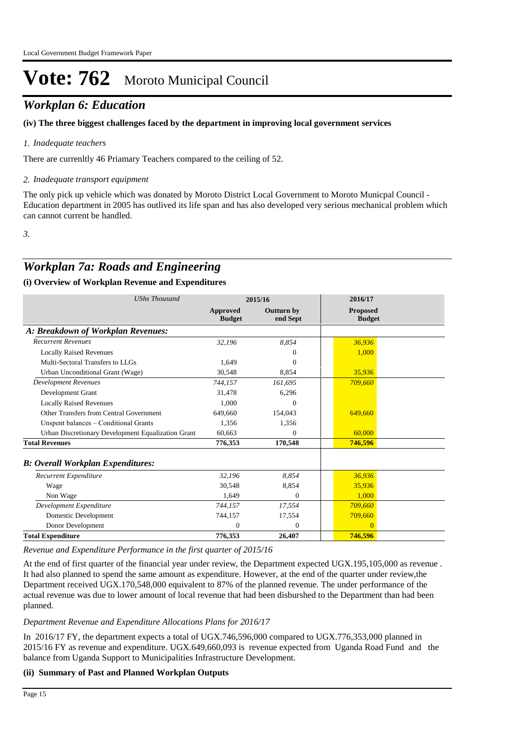# Vote: 762 Moroto Municipal Council

## *Workplan 6: Education*

**(iv) The three biggest challenges faced by the department in improving local government services**

*1. Inadequate teachers*

There are currenltly 46 Priamary Teachers compared to the ceiling of 52.

*2. Inadequate transport equipment*

The only pick up vehicle which was donated by Moroto District Local Government to Moroto Municpal Council - Education department in 2005 has outlived its life span and has also developed very serious mechanical problem which can cannot current be handled.

*3.*

## *Workplan 7a: Roads and Engineering*

**(i) Overview of Workplan Revenue and Expenditures**

| *UShs Thousand* | 2015/16 | | 2016/17 |
|---|---|---|---|
| | **Approved Budget** | **Outturn by end Sept** | **Proposed Budget** |
| ***A: Breakdown of Workplan Revenues:*** | | | |
| *Recurrent Revenues* | *32,196* | *8,854* | *36,936* |
| Locally Raised Revenues | | 0 | 1,000 |
| Multi-Sectoral Transfers to LLGs | 1,649 | 0 | |
| Urban Unconditional Grant (Wage) | 30,548 | 8,854 | 35,936 |
| *Development Revenues* | *744,157* | *161,695* | *709,660* |
| Development Grant | 31,478 | 6,296 | |
| Locally Raised Revenues | 1,000 | 0 | |
| Other Transfers from Central Government | 649,660 | 154,043 | 649,660 |
| Unspent balances – Conditional Grants | 1,356 | 1,356 | |
| Urban Discretionary Development Equalization Grant | 60,663 | 0 | 60,000 |
| **Total Revenues** | **776,353** | **170,548** | **746,596** |
| ***B: Overall Workplan Expenditures:*** | | | |
| *Recurrent Expenditure* | *32,196* | *8,854* | *36,936* |
| Wage | 30,548 | 8,854 | 35,936 |
| Non Wage | 1,649 | 0 | 1,000 |
| *Development Expenditure* | *744,157* | *17,554* | *709,660* |
| Domestic Development | 744,157 | 17,554 | 709,660 |
| Donor Development | 0 | 0 | 0 |
| **Total Expenditure** | **776,353** | **26,407** | **746,596** |

*Revenue and Expenditure Performance in the first quarter of 2015/16*

At the end of first quarter of the financial year under review, the Department expected UGX.195,105,000 as revenue . It had also planned to spend the same amount as expenditure. However, at the end of the quarter under review,the Department received UGX.170,548,000 equivalent to 87% of the planned revenue. The under performance of the actual revenue was due to lower amount of local revenue that had been disburshed to the Department than had been planned.

*Department Revenue and Expenditure Allocations Plans for 2016/17*

In 2016/17 FY, the department expects a total of UGX.746,596,000 compared to UGX.776,353,000 planned in 2015/16 FY as revenue and expenditure. UGX.649,660,093 is revenue expected from Uganda Road Fund and the balance from Uganda Support to Municipalities Infrastructure Development.

**(ii) Summary of Past and Planned Workplan Outputs**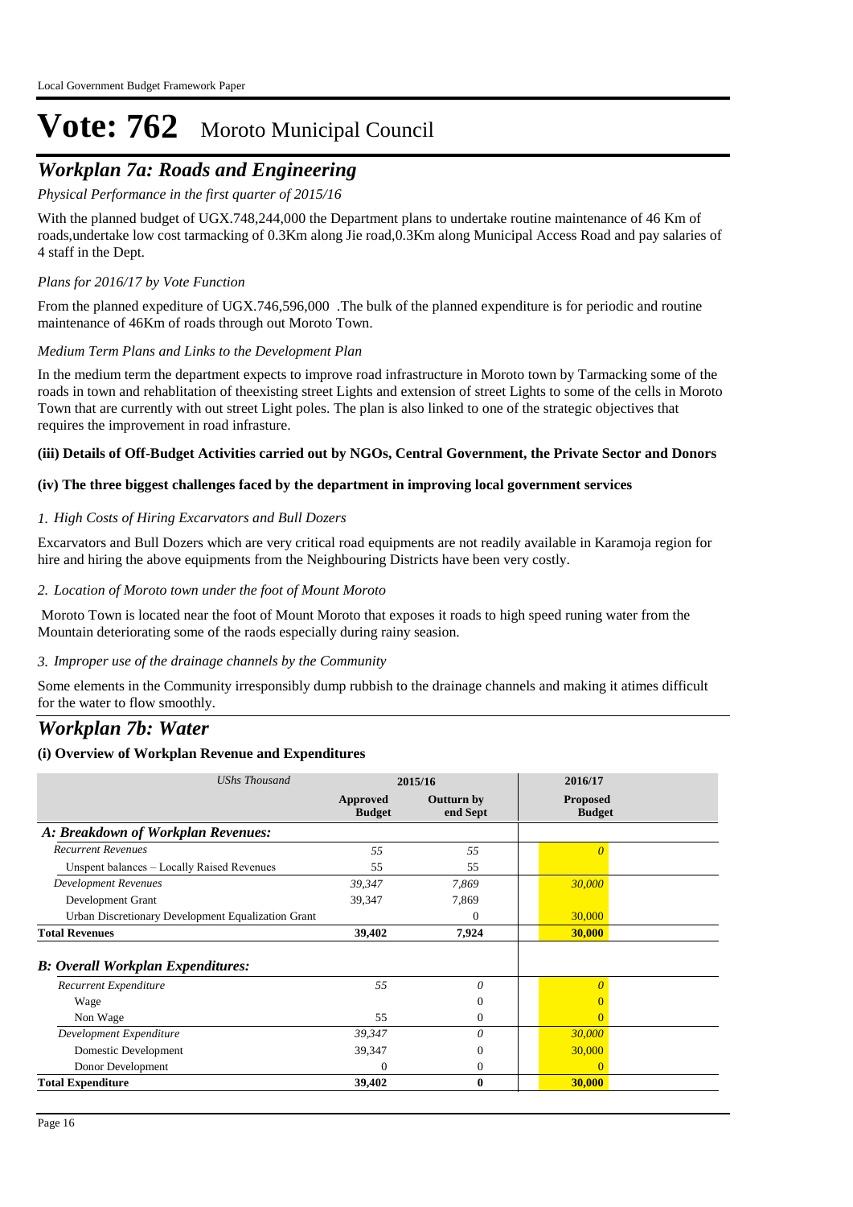# Vote: 762 Moroto Municipal Council

## *Workplan 7a: Roads and Engineering*

*Physical Performance in the first quarter of 2015/16*

With the planned budget of UGX.748,244,000 the Department plans to undertake routine maintenance of 46 Km of roads,undertake low cost tarmacking of 0.3Km along Jie road,0.3Km along Municipal Access Road and pay salaries of 4 staff in the Dept.

*Plans for 2016/17 by Vote Function*

From the planned expediture of UGX.746,596,000 .The bulk of the planned expenditure is for periodic and routine maintenance of 46Km of roads through out Moroto Town.

*Medium Term Plans and Links to the Development Plan*

In the medium term the department expects to improve road infrastructure in Moroto town by Tarmacking some of the roads in town and rehablitation of theexisting street Lights and extension of street Lights to some of the cells in Moroto Town that are currently with out street Light poles. The plan is also linked to one of the strategic objectives that requires the improvement in road infrasture.

**(iii) Details of Off-Budget Activities carried out by NGOs, Central Government, the Private Sector and Donors**

**(iv) The three biggest challenges faced by the department in improving local government services**

*1. High Costs of Hiring Excarvators and Bull Dozers*

Excarvators and Bull Dozers which are very critical road equipments are not readily available in Karamoja region for hire and hiring the above equipments from the Neighbouring Districts have been very costly.

*2. Location of Moroto town under the foot of Mount Moroto*

Moroto Town is located near the foot of Mount Moroto that exposes it roads to high speed runing water from the Mountain deteriorating some of the raods especially during rainy seasion.

*3. Improper use of the drainage channels by the Community*

Some elements in the Community irresponsibly dump rubbish to the drainage channels and making it atimes difficult for the water to flow smoothly.

## *Workplan 7b: Water*

**(i) Overview of Workplan Revenue and Expenditures**

| *UShs Thousand* | 2015/16 | | 2016/17 |
|---|---|---|---|
| | **Approved Budget** | **Outturn by end Sept** | **Proposed Budget** |
| ***A: Breakdown of Workplan Revenues:*** | | | |
| *Recurrent Revenues* | *55* | *55* | *0* |
| Unspent balances – Locally Raised Revenues | 55 | 55 | |
| *Development Revenues* | *39,347* | *7,869* | *30,000* |
| Development Grant | 39,347 | 7,869 | |
| Urban Discretionary Development Equalization Grant | | 0 | 30,000 |
| **Total Revenues** | **39,402** | **7,924** | **30,000** |
| ***B: Overall Workplan Expenditures:*** | | | |
| *Recurrent Expenditure* | *55* | *0* | *0* |
| Wage | | 0 | 0 |
| Non Wage | 55 | 0 | 0 |
| *Development Expenditure* | *39,347* | *0* | *30,000* |
| Domestic Development | 39,347 | 0 | 30,000 |
| Donor Development | 0 | 0 | 0 |
| **Total Expenditure** | **39,402** | **0** | **30,000** |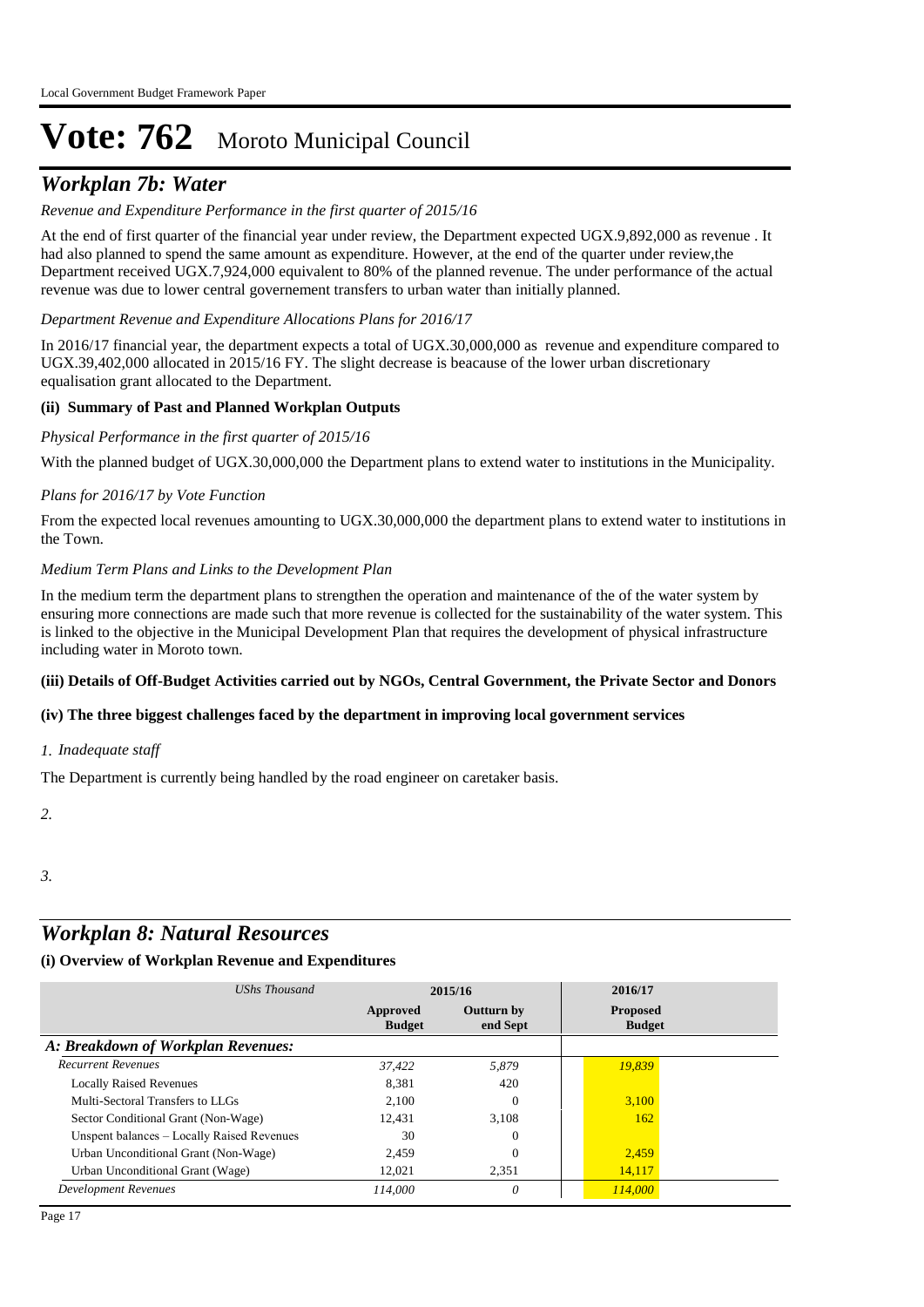# Vote: 762 Moroto Municipal Council

## *Workplan 7b: Water*

*Revenue and Expenditure Performance in the first quarter of 2015/16*

At the end of first quarter of the financial year under review, the Department expected UGX.9,892,000 as revenue . It had also planned to spend the same amount as expenditure. However, at the end of the quarter under review,the Department received UGX.7,924,000 equivalent to 80% of the planned revenue. The under performance of the actual revenue was due to lower central governement transfers to urban water than initially planned.

*Department Revenue and Expenditure Allocations Plans for 2016/17*

In 2016/17 financial year, the department expects a total of UGX.30,000,000 as revenue and expenditure compared to UGX.39,402,000 allocated in 2015/16 FY. The slight decrease is beacause of the lower urban discretionary equalisation grant allocated to the Department.

**(ii) Summary of Past and Planned Workplan Outputs**

*Physical Performance in the first quarter of 2015/16*

With the planned budget of UGX.30,000,000 the Department plans to extend water to institutions in the Municipality.

*Plans for 2016/17 by Vote Function*

From the expected local revenues amounting to UGX.30,000,000 the department plans to extend water to institutions in the Town.

*Medium Term Plans and Links to the Development Plan*

In the medium term the department plans to strengthen the operation and maintenance of the of the water system by ensuring more connections are made such that more revenue is collected for the sustainability of the water system. This is linked to the objective in the Municipal Development Plan that requires the development of physical infrastructure including water in Moroto town.

**(iii) Details of Off-Budget Activities carried out by NGOs, Central Government, the Private Sector and Donors**

**(iv) The three biggest challenges faced by the department in improving local government services**

*1. Inadequate staff*

The Department is currently being handled by the road engineer on caretaker basis.

*2.*

*3.*

## *Workplan 8: Natural Resources*

**(i) Overview of Workplan Revenue and Expenditures**

| *UShs Thousand* | 2015/16 | | 2016/17 |
|---|---|---|---|
| | **Approved Budget** | **Outturn by end Sept** | **Proposed Budget** |
| ***A: Breakdown of Workplan Revenues:*** | | | |
| *Recurrent Revenues* | *37,422* | *5,879* | *19,839* |
| Locally Raised Revenues | 8,381 | 420 | |
| Multi-Sectoral Transfers to LLGs | 2,100 | 0 | 3,100 |
| Sector Conditional Grant (Non-Wage) | 12,431 | 3,108 | 162 |
| Unspent balances – Locally Raised Revenues | 30 | 0 | |
| Urban Unconditional Grant (Non-Wage) | 2,459 | 0 | 2,459 |
| Urban Unconditional Grant (Wage) | 12,021 | 2,351 | 14,117 |
| *Development Revenues* | *114,000* | *0* | *114,000* |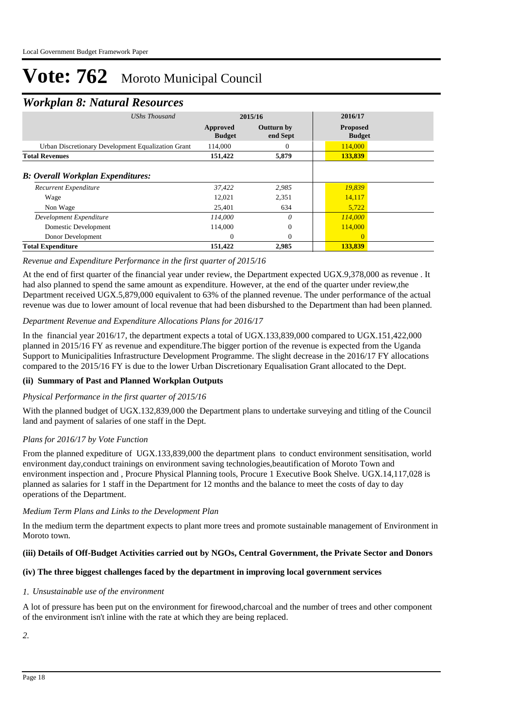# Vote: 762 Moroto Municipal Council

## *Workplan 8: Natural Resources*

| *UShs Thousand* | 2015/16 | | 2016/17 |
|---|---|---|---|
| | **Approved Budget** | **Outturn by end Sept** | **Proposed Budget** |
| Urban Discretionary Development Equalization Grant | 114,000 | 0 | 114,000 |
| **Total Revenues** | **151,422** | **5,879** | **133,839** |
| ***B: Overall Workplan Expenditures:*** | | | |
| *Recurrent Expenditure* | *37,422* | *2,985* | *19,839* |
| Wage | 12,021 | 2,351 | 14,117 |
| Non Wage | 25,401 | 634 | 5,722 |
| *Development Expenditure* | *114,000* | *0* | *114,000* |
| Domestic Development | 114,000 | 0 | 114,000 |
| Donor Development | 0 | 0 | 0 |
| **Total Expenditure** | **151,422** | **2,985** | **133,839** |

*Revenue and Expenditure Performance in the first quarter of 2015/16*

At the end of first quarter of the financial year under review, the Department expected UGX.9,378,000 as revenue . It had also planned to spend the same amount as expenditure. However, at the end of the quarter under review,the Department received UGX.5,879,000 equivalent to 63% of the planned revenue. The under performance of the actual revenue was due to lower amount of local revenue that had been disburshed to the Department than had been planned.

*Department Revenue and Expenditure Allocations Plans for 2016/17*

In the financial year 2016/17, the department expects a total of UGX.133,839,000 compared to UGX.151,422,000 planned in 2015/16 FY as revenue and expenditure.The bigger portion of the revenue is expected from the Uganda Support to Municipalities Infrastructure Development Programme. The slight decrease in the 2016/17 FY allocations compared to the 2015/16 FY is due to the lower Urban Discretionary Equalisation Grant allocated to the Dept.

**(ii) Summary of Past and Planned Workplan Outputs**

*Physical Performance in the first quarter of 2015/16*

With the planned budget of UGX.132,839,000 the Department plans to undertake surveying and titling of the Council land and payment of salaries of one staff in the Dept.

*Plans for 2016/17 by Vote Function*

From the planned expediture of UGX.133,839,000 the department plans to conduct environment sensitisation, world environment day,conduct trainings on environment saving technologies,beautification of Moroto Town and environment inspection and , Procure Physical Planning tools, Procure 1 Executive Book Shelve. UGX.14,117,028 is planned as salaries for 1 staff in the Department for 12 months and the balance to meet the costs of day to day operations of the Department.

*Medium Term Plans and Links to the Development Plan*

In the medium term the department expects to plant more trees and promote sustainable management of Environment in Moroto town.

**(iii) Details of Off-Budget Activities carried out by NGOs, Central Government, the Private Sector and Donors**

**(iv) The three biggest challenges faced by the department in improving local government services**

*1. Unsustainable use of the environment*

A lot of pressure has been put on the environment for firewood,charcoal and the number of trees and other component of the environment isn't inline with the rate at which they are being replaced.

*2.*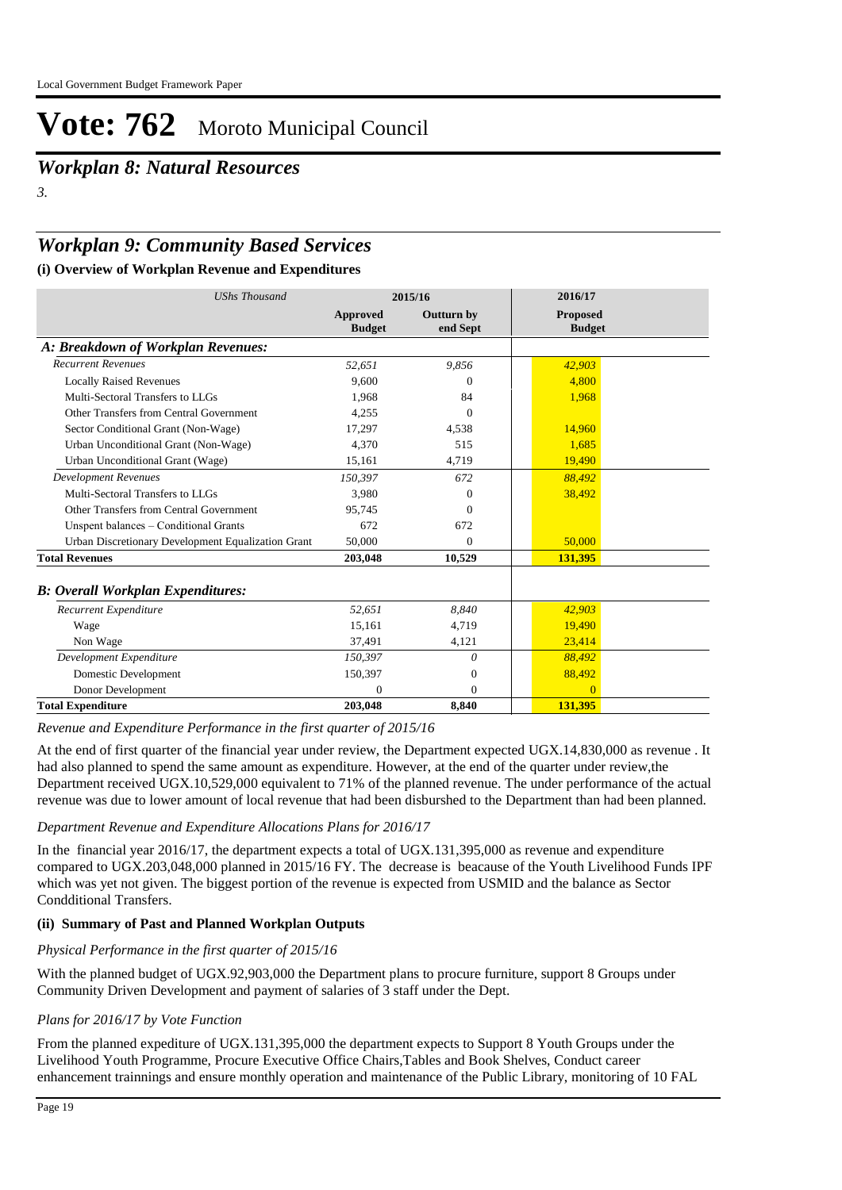# Vote: 762 Moroto Municipal Council

## *Workplan 8: Natural Resources*

*3.*

## *Workplan 9: Community Based Services*

### (i) Overview of Workplan Revenue and Expenditures

| *UShs Thousand* | 2015/16 | | 2016/17 |
|---|---|---|---|
| | **Approved Budget** | **Outturn by end Sept** | **Proposed Budget** |
| ***A: Breakdown of Workplan Revenues:*** | | | |
| *Recurrent Revenues* | *52,651* | *9,856* | *42,903* |
| Locally Raised Revenues | 9,600 | 0 | 4,800 |
| Multi-Sectoral Transfers to LLGs | 1,968 | 84 | 1,968 |
| Other Transfers from Central Government | 4,255 | 0 | |
| Sector Conditional Grant (Non-Wage) | 17,297 | 4,538 | 14,960 |
| Urban Unconditional Grant (Non-Wage) | 4,370 | 515 | 1,685 |
| Urban Unconditional Grant (Wage) | 15,161 | 4,719 | 19,490 |
| *Development Revenues* | *150,397* | *672* | *88,492* |
| Multi-Sectoral Transfers to LLGs | 3,980 | 0 | 38,492 |
| Other Transfers from Central Government | 95,745 | 0 | |
| Unspent balances – Conditional Grants | 672 | 672 | |
| Urban Discretionary Development Equalization Grant | 50,000 | 0 | 50,000 |
| **Total Revenues** | **203,048** | **10,529** | **131,395** |
| ***B: Overall Workplan Expenditures:*** | | | |
| *Recurrent Expenditure* | *52,651* | *8,840* | *42,903* |
| Wage | 15,161 | 4,719 | 19,490 |
| Non Wage | 37,491 | 4,121 | 23,414 |
| *Development Expenditure* | *150,397* | *0* | *88,492* |
| Domestic Development | 150,397 | 0 | 88,492 |
| Donor Development | 0 | 0 | 0 |
| **Total Expenditure** | **203,048** | **8,840** | **131,395** |

*Revenue and Expenditure Performance in the first quarter of 2015/16*

At the end of first quarter of the financial year under review, the Department expected UGX.14,830,000 as revenue . It had also planned to spend the same amount as expenditure. However, at the end of the quarter under review,the Department received UGX.10,529,000 equivalent to 71% of the planned revenue. The under performance of the actual revenue was due to lower amount of local revenue that had been disburshed to the Department than had been planned.

*Department Revenue and Expenditure Allocations Plans for 2016/17*

In the financial year 2016/17, the department expects a total of UGX.131,395,000 as revenue and expenditure compared to UGX.203,048,000 planned in 2015/16 FY. The decrease is beacause of the Youth Livelihood Funds IPF which was yet not given. The biggest portion of the revenue is expected from USMID and the balance as Sector Condditional Transfers.

### (ii) Summary of Past and Planned Workplan Outputs

*Physical Performance in the first quarter of 2015/16*

With the planned budget of UGX.92,903,000 the Department plans to procure furniture, support 8 Groups under Community Driven Development and payment of salaries of 3 staff under the Dept.

*Plans for 2016/17 by Vote Function*

From the planned expediture of UGX.131,395,000 the department expects to Support 8 Youth Groups under the Livelihood Youth Programme, Procure Executive Office Chairs,Tables and Book Shelves, Conduct career enhancement trainnings and ensure monthly operation and maintenance of the Public Library, monitoring of 10 FAL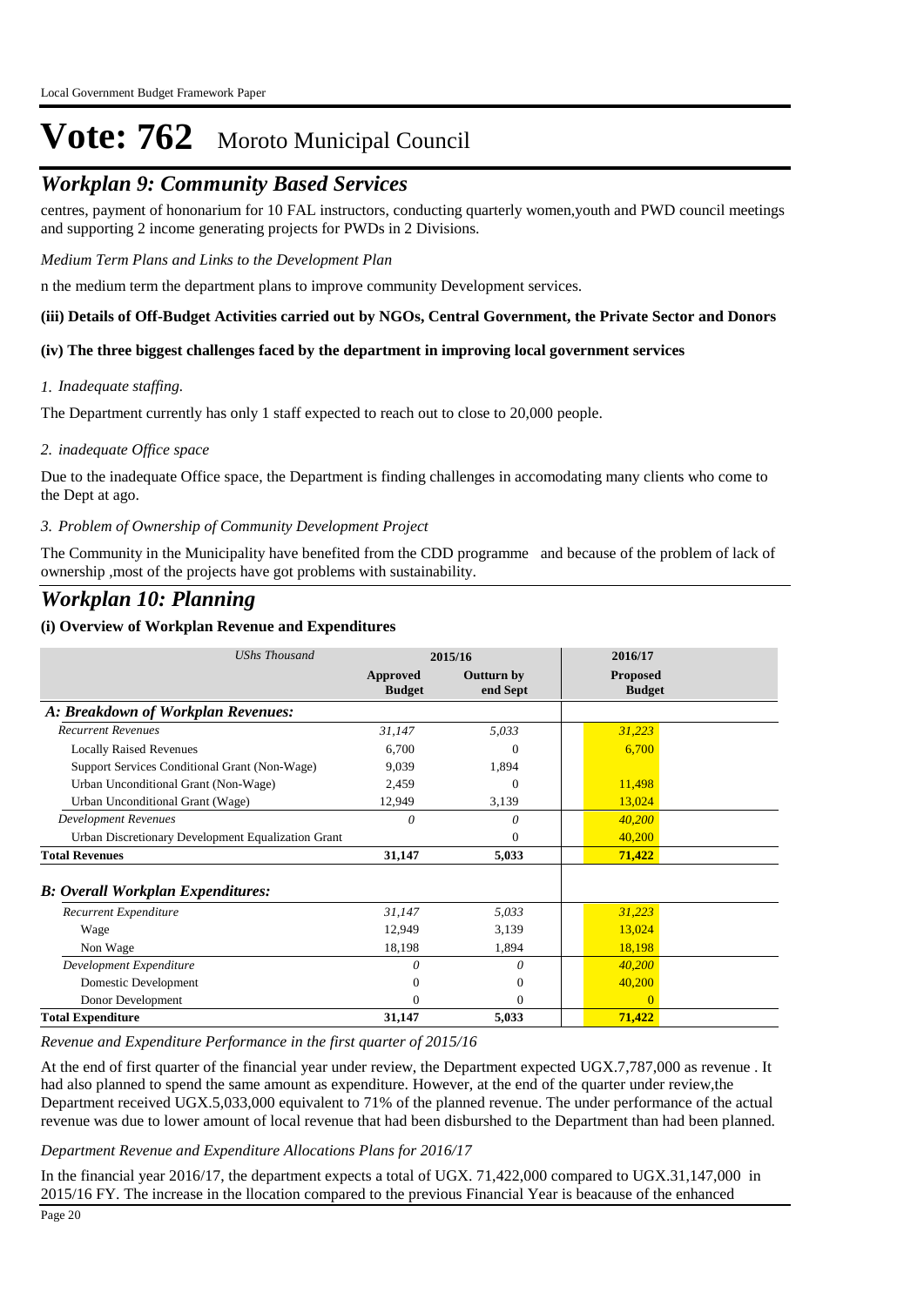# Vote: 762 Moroto Municipal Council

## *Workplan 9: Community Based Services*

centres, payment of hononarium for 10 FAL instructors, conducting quarterly women,youth and PWD council meetings and supporting 2 income generating projects for PWDs in 2 Divisions.

*Medium Term Plans and Links to the Development Plan*

n the medium term the department plans to improve community Development services.

**(iii) Details of Off-Budget Activities carried out by NGOs, Central Government, the Private Sector and Donors**

**(iv) The three biggest challenges faced by the department in improving local government services**

*1. Inadequate staffing.*

The Department currently has only 1 staff expected to reach out to close to 20,000 people.

*2. inadequate Office space*

Due to the inadequate Office space, the Department is finding challenges in accomodating many clients who come to the Dept at ago.

*3. Problem of Ownership of Community Development Project*

The Community in the Municipality have benefited from the CDD programme  and because of the problem of lack of ownership ,most of the projects have got problems with sustainability.

## *Workplan 10: Planning*

**(i) Overview of Workplan Revenue and Expenditures**

| *UShs Thousand* | 2015/16 | | 2016/17 |
|---|---|---|---|
| | **Approved Budget** | **Outturn by end Sept** | **Proposed Budget** |
| ***A: Breakdown of Workplan Revenues:*** | | | |
| *Recurrent Revenues* | *31,147* | *5,033* | *31,223* |
| Locally Raised Revenues | 6,700 | 0 | 6,700 |
| Support Services Conditional Grant (Non-Wage) | 9,039 | 1,894 | |
| Urban Unconditional Grant (Non-Wage) | 2,459 | 0 | 11,498 |
| Urban Unconditional Grant (Wage) | 12,949 | 3,139 | 13,024 |
| *Development Revenues* | *0* | *0* | *40,200* |
| Urban Discretionary Development Equalization Grant | | 0 | 40,200 |
| **Total Revenues** | **31,147** | **5,033** | **71,422** |
| ***B: Overall Workplan Expenditures:*** | | | |
| *Recurrent Expenditure* | *31,147* | *5,033* | *31,223* |
| Wage | 12,949 | 3,139 | 13,024 |
| Non Wage | 18,198 | 1,894 | 18,198 |
| *Development Expenditure* | *0* | *0* | *40,200* |
| Domestic Development | 0 | 0 | 40,200 |
| Donor Development | 0 | 0 | 0 |
| **Total Expenditure** | **31,147** | **5,033** | **71,422** |

*Revenue and Expenditure Performance in the first quarter of 2015/16*

At the end of first quarter of the financial year under review, the Department expected UGX.7,787,000 as revenue . It had also planned to spend the same amount as expenditure. However, at the end of the quarter under review,the Department received UGX.5,033,000 equivalent to 71% of the planned revenue. The under performance of the actual revenue was due to lower amount of local revenue that had been disburshed to the Department than had been planned.

*Department Revenue and Expenditure Allocations Plans for 2016/17*

In the financial year 2016/17, the department expects a total of UGX. 71,422,000 compared to UGX.31,147,000 in 2015/16 FY. The increase in the llocation compared to the previous Financial Year is beacause of the enhanced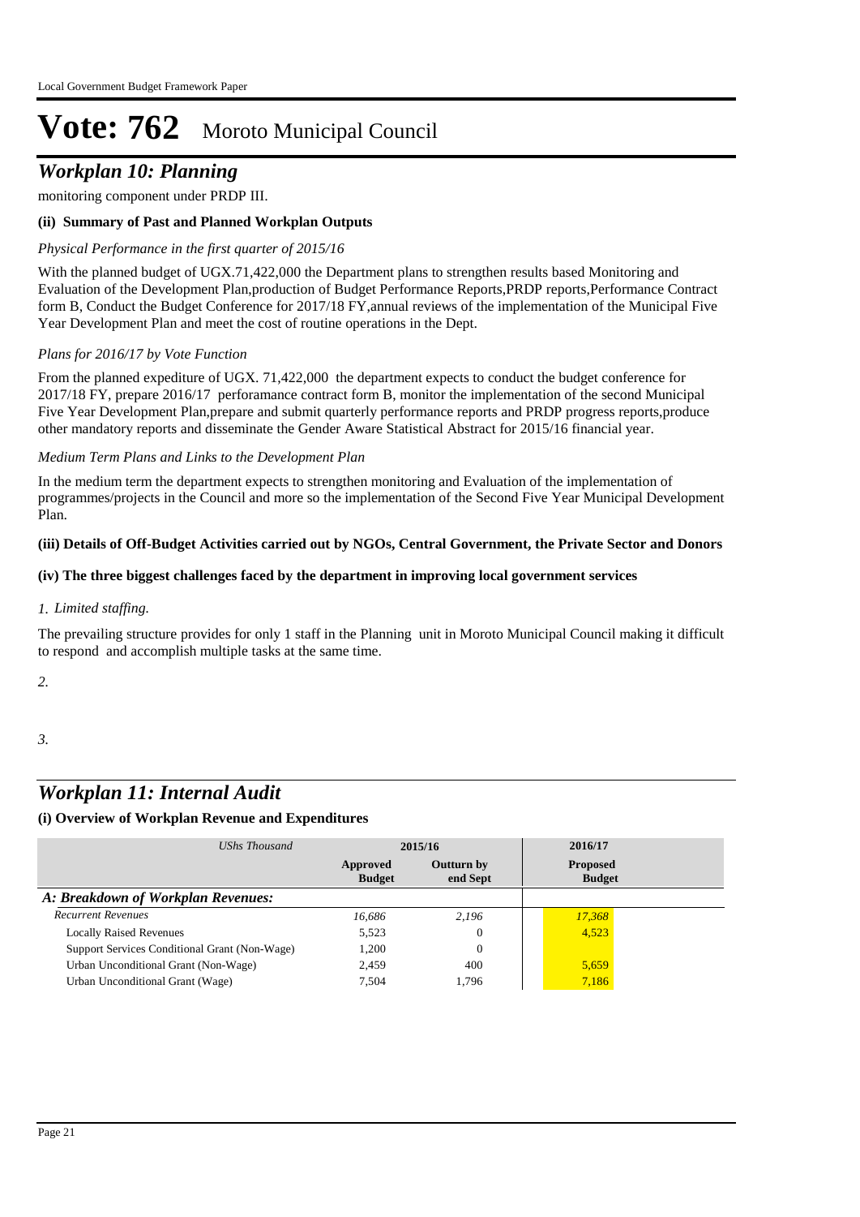# Vote: 762 Moroto Municipal Council

## *Workplan 10: Planning*

monitoring component under PRDP III.

**(ii) Summary of Past and Planned Workplan Outputs**

*Physical Performance in the first quarter of 2015/16*

With the planned budget of UGX.71,422,000 the Department plans to strengthen results based Monitoring and Evaluation of the Development Plan,production of Budget Performance Reports,PRDP reports,Performance Contract form B, Conduct the Budget Conference for 2017/18 FY,annual reviews of the implementation of the Municipal Five Year Development Plan and meet the cost of routine operations in the Dept.

*Plans for 2016/17 by Vote Function*

From the planned expediture of UGX. 71,422,000 the department expects to conduct the budget conference for 2017/18 FY, prepare 2016/17 perforamance contract form B, monitor the implementation of the second Municipal Five Year Development Plan,prepare and submit quarterly performance reports and PRDP progress reports,produce other mandatory reports and disseminate the Gender Aware Statistical Abstract for 2015/16 financial year.

*Medium Term Plans and Links to the Development Plan*

In the medium term the department expects to strengthen monitoring and Evaluation of the implementation of programmes/projects in the Council and more so the implementation of the Second Five Year Municipal Development Plan.

**(iii) Details of Off-Budget Activities carried out by NGOs, Central Government, the Private Sector and Donors**

**(iv) The three biggest challenges faced by the department in improving local government services**

*1. Limited staffing.*

The prevailing structure provides for only 1 staff in the Planning unit in Moroto Municipal Council making it difficult to respond and accomplish multiple tasks at the same time.

*2.*

*3.*

## *Workplan 11: Internal Audit*

**(i) Overview of Workplan Revenue and Expenditures**

| *UShs Thousand* | 2015/16 | | 2016/17 |
|---|---|---|---|
| | **Approved Budget** | **Outturn by end Sept** | **Proposed Budget** |
| ***A: Breakdown of Workplan Revenues:*** | | | |
| *Recurrent Revenues* | *16,686* | *2,196* | *17,368* |
| Locally Raised Revenues | 5,523 | 0 | 4,523 |
| Support Services Conditional Grant (Non-Wage) | 1,200 | 0 | |
| Urban Unconditional Grant (Non-Wage) | 2,459 | 400 | 5,659 |
| Urban Unconditional Grant (Wage) | 7,504 | 1,796 | 7,186 |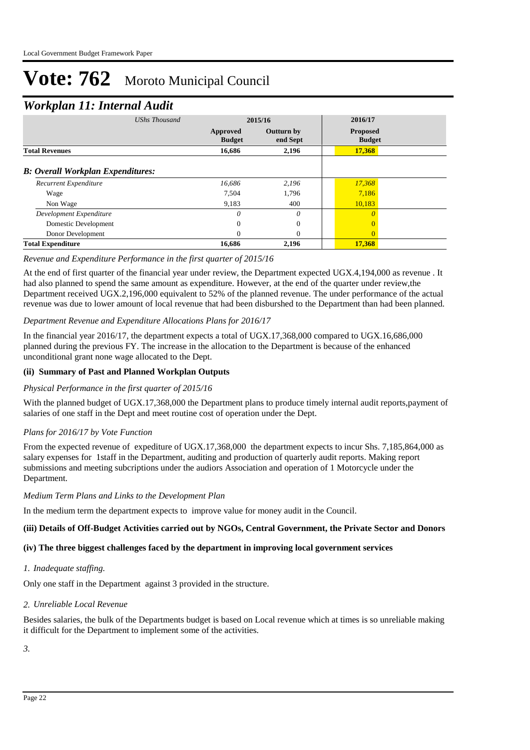# Vote: 762 Moroto Municipal Council

## *Workplan 11: Internal Audit*

| *UShs Thousand* | 2015/16 | | 2016/17 |
|---|---|---|---|
| | **Approved Budget** | **Outturn by end Sept** | **Proposed Budget** |
| **Total Revenues** | **16,686** | **2,196** | **17,368** |
| ***B: Overall Workplan Expenditures:*** | | | |
| *Recurrent Expenditure* | *16,686* | *2,196* | *17,368* |
| Wage | 7,504 | 1,796 | 7,186 |
| Non Wage | 9,183 | 400 | 10,183 |
| *Development Expenditure* | *0* | *0* | *0* |
| Domestic Development | 0 | 0 | 0 |
| Donor Development | 0 | 0 | 0 |
| **Total Expenditure** | **16,686** | **2,196** | **17,368** |

*Revenue and Expenditure Performance in the first quarter of 2015/16*

At the end of first quarter of the financial year under review, the Department expected UGX.4,194,000 as revenue . It had also planned to spend the same amount as expenditure. However, at the end of the quarter under review,the Department received UGX.2,196,000 equivalent to 52% of the planned revenue. The under performance of the actual revenue was due to lower amount of local revenue that had been disburshed to the Department than had been planned.

*Department Revenue and Expenditure Allocations Plans for 2016/17*

In the financial year 2016/17, the department expects a total of UGX.17,368,000 compared to UGX.16,686,000 planned during the previous FY. The increase in the allocation to the Department is because of the enhanced unconditional grant none wage allocated to the Dept.

### (ii) Summary of Past and Planned Workplan Outputs

*Physical Performance in the first quarter of 2015/16*

With the planned budget of UGX.17,368,000 the Department plans to produce timely internal audit reports,payment of salaries of one staff in the Dept and meet routine cost of operation under the Dept.

*Plans for 2016/17 by Vote Function*

From the expected revenue of expediture of UGX.17,368,000 the department expects to incur Shs. 7,185,864,000 as salary expenses for 1staff in the Department, auditing and production of quarterly audit reports. Making report submissions and meeting subcriptions under the audiors Association and operation of 1 Motorcycle under the Department.

*Medium Term Plans and Links to the Development Plan*

In the medium term the department expects to improve value for money audit in the Council.

### (iii) Details of Off-Budget Activities carried out by NGOs, Central Government, the Private Sector and Donors

### (iv) The three biggest challenges faced by the department in improving local government services

*1. Inadequate staffing.*

Only one staff in the Department against 3 provided in the structure.

*2. Unreliable Local Revenue*

Besides salaries, the bulk of the Departments budget is based on Local revenue which at times is so unreliable making it difficult for the Department to implement some of the activities.

*3.*